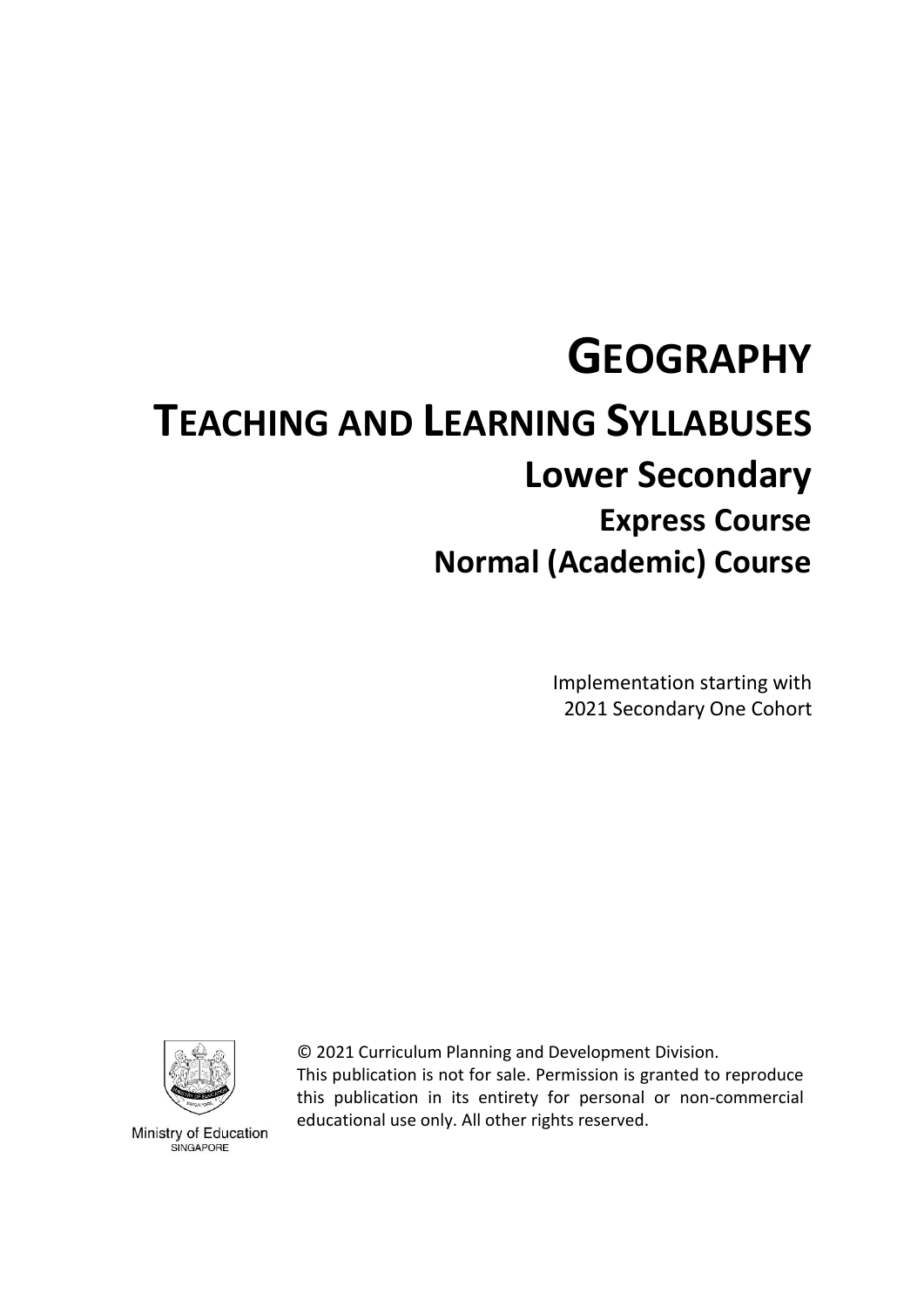# GEOGRAPHY

# TEACHING AND LEARNING SYLLABUSES

## Lower Secondary

### Express Course

### Normal (Academic) Course

Implementation starting with
2021 Secondary One Cohort

Ministry of Education
SINGAPORE

© 2021 Curriculum Planning and Development Division.
This publication is not for sale. Permission is granted to reproduce this publication in its entirety for personal or non-commercial educational use only. All other rights reserved.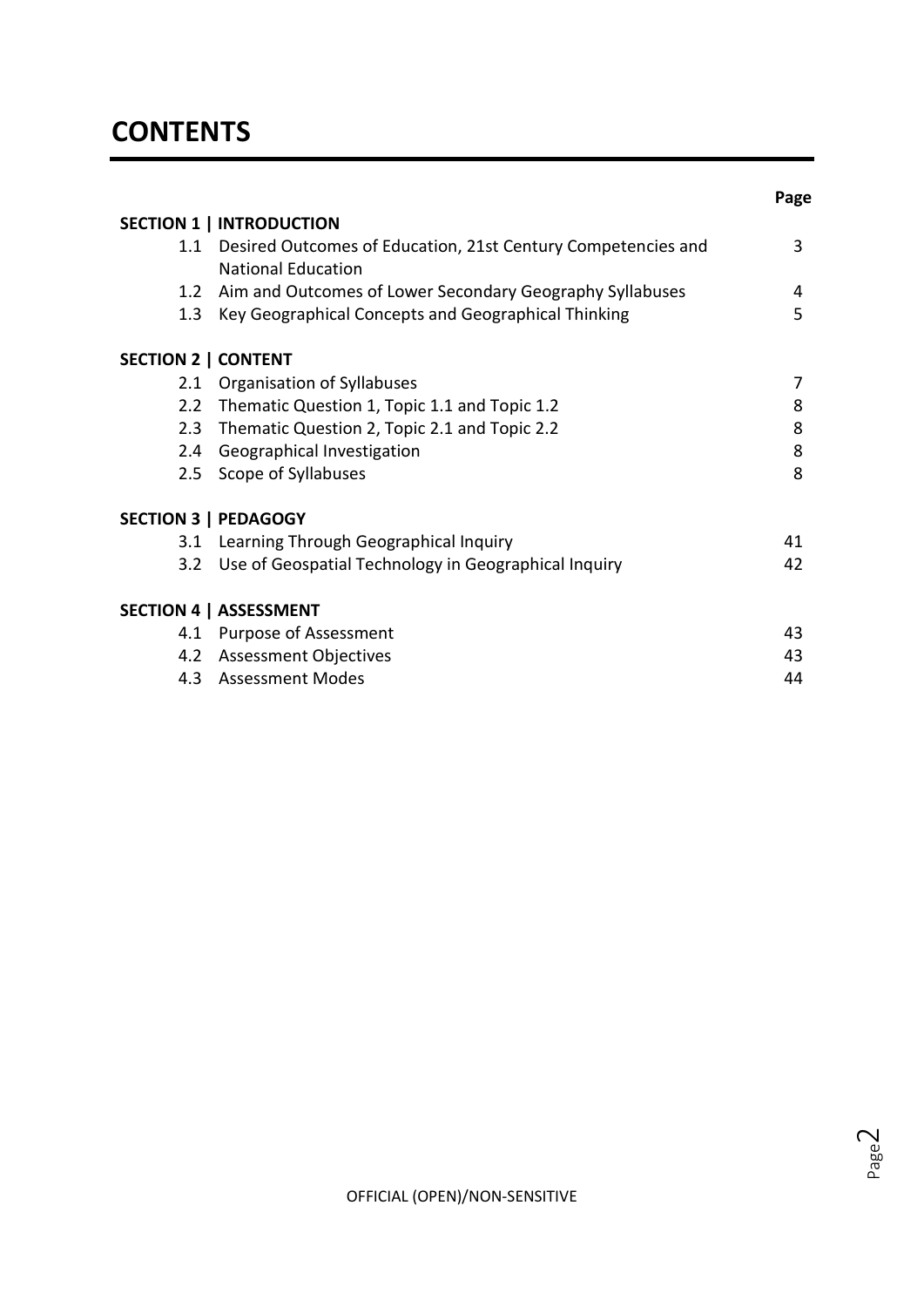# CONTENTS

| | | Page |
|---|---|---|
| **SECTION 1 \| INTRODUCTION** | | |
| 1.1 | Desired Outcomes of Education, 21st Century Competencies and National Education | 3 |
| 1.2 | Aim and Outcomes of Lower Secondary Geography Syllabuses | 4 |
| 1.3 | Key Geographical Concepts and Geographical Thinking | 5 |
| **SECTION 2 \| CONTENT** | | |
| 2.1 | Organisation of Syllabuses | 7 |
| 2.2 | Thematic Question 1, Topic 1.1 and Topic 1.2 | 8 |
| 2.3 | Thematic Question 2, Topic 2.1 and Topic 2.2 | 8 |
| 2.4 | Geographical Investigation | 8 |
| 2.5 | Scope of Syllabuses | 8 |
| **SECTION 3 \| PEDAGOGY** | | |
| 3.1 | Learning Through Geographical Inquiry | 41 |
| 3.2 | Use of Geospatial Technology in Geographical Inquiry | 42 |
| **SECTION 4 \| ASSESSMENT** | | |
| 4.1 | Purpose of Assessment | 43 |
| 4.2 | Assessment Objectives | 43 |
| 4.3 | Assessment Modes | 44 |

OFFICIAL (OPEN)/NON-SENSITIVE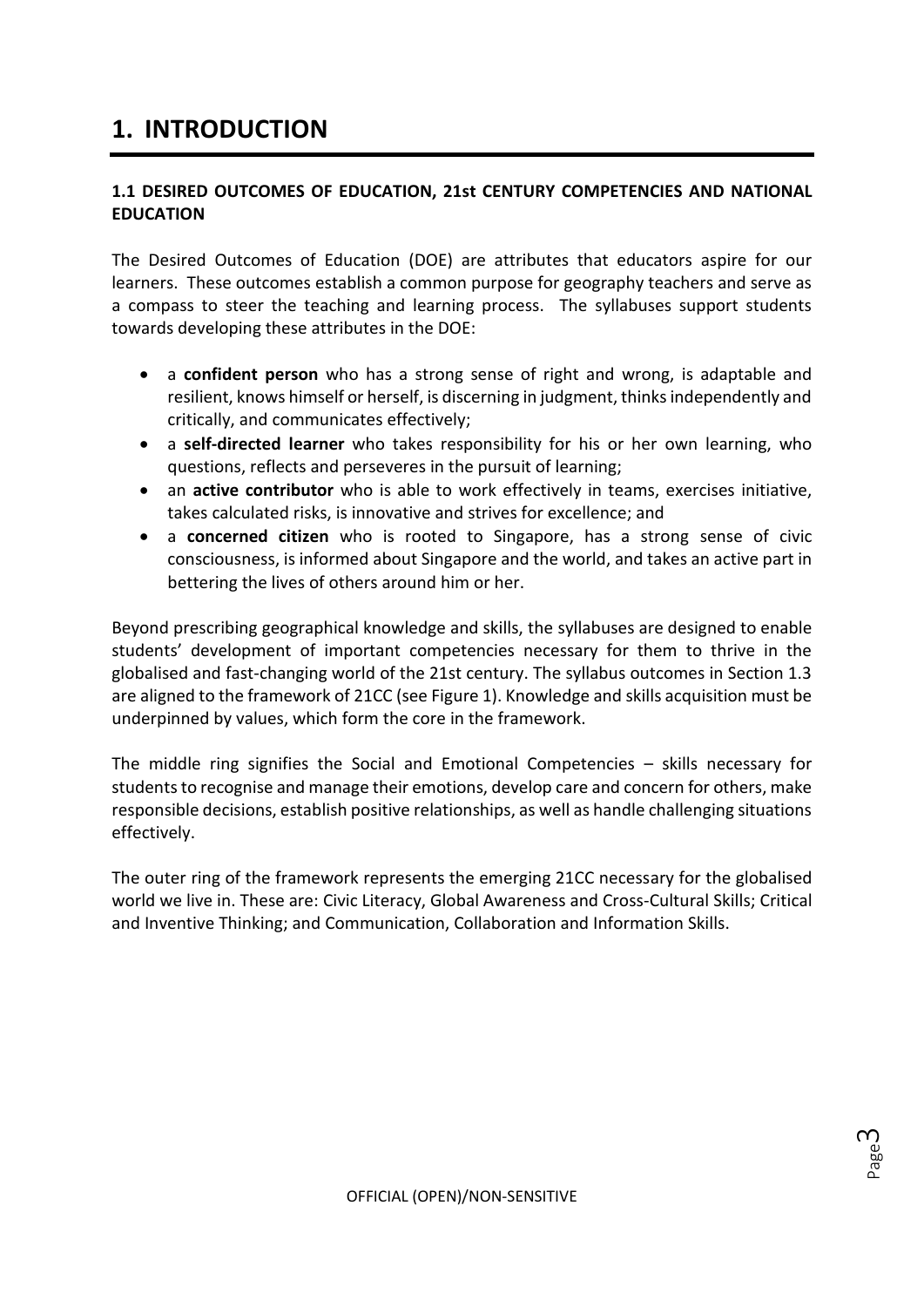# 1. INTRODUCTION

### 1.1 DESIRED OUTCOMES OF EDUCATION, 21st CENTURY COMPETENCIES AND NATIONAL EDUCATION

The Desired Outcomes of Education (DOE) are attributes that educators aspire for our learners. These outcomes establish a common purpose for geography teachers and serve as a compass to steer the teaching and learning process. The syllabuses support students towards developing these attributes in the DOE:

- a **confident person** who has a strong sense of right and wrong, is adaptable and resilient, knows himself or herself, is discerning in judgment, thinks independently and critically, and communicates effectively;
- a **self-directed learner** who takes responsibility for his or her own learning, who questions, reflects and perseveres in the pursuit of learning;
- an **active contributor** who is able to work effectively in teams, exercises initiative, takes calculated risks, is innovative and strives for excellence; and
- a **concerned citizen** who is rooted to Singapore, has a strong sense of civic consciousness, is informed about Singapore and the world, and takes an active part in bettering the lives of others around him or her.

Beyond prescribing geographical knowledge and skills, the syllabuses are designed to enable students' development of important competencies necessary for them to thrive in the globalised and fast-changing world of the 21st century. The syllabus outcomes in Section 1.3 are aligned to the framework of 21CC (see Figure 1). Knowledge and skills acquisition must be underpinned by values, which form the core in the framework.

The middle ring signifies the Social and Emotional Competencies – skills necessary for students to recognise and manage their emotions, develop care and concern for others, make responsible decisions, establish positive relationships, as well as handle challenging situations effectively.

The outer ring of the framework represents the emerging 21CC necessary for the globalised world we live in. These are: Civic Literacy, Global Awareness and Cross-Cultural Skills; Critical and Inventive Thinking; and Communication, Collaboration and Information Skills.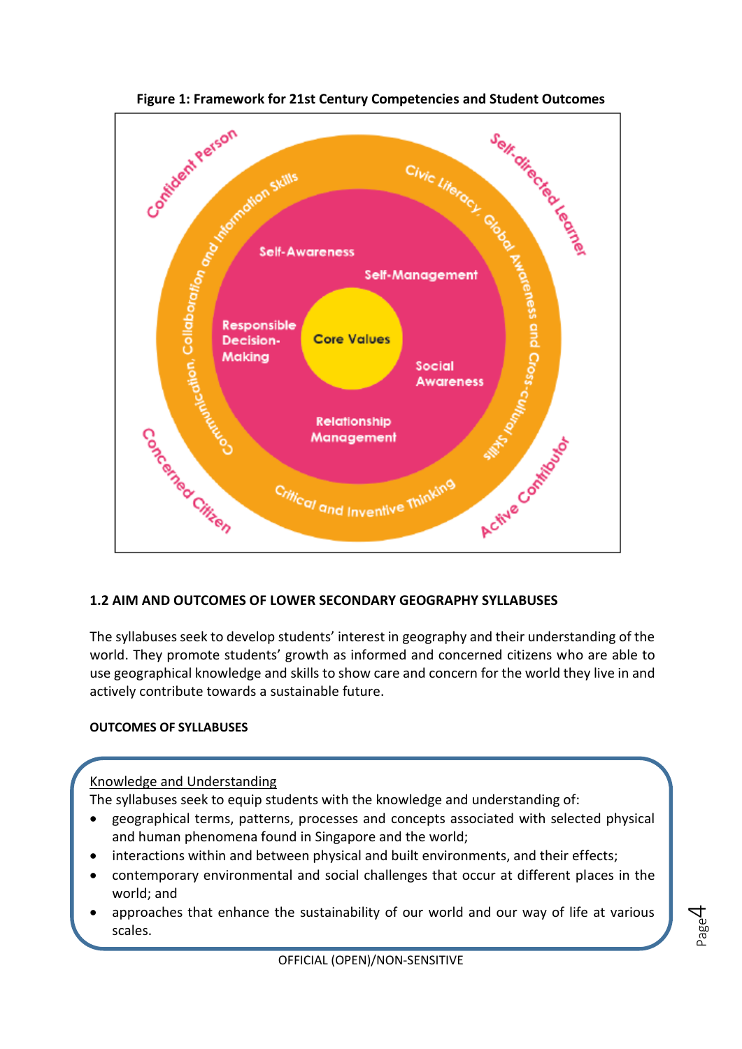**Figure 1: Framework for 21st Century Competencies and Student Outcomes**

Confident Person

Self-directed Learner

Concerned Citizen

Active Contributor

Communication, Collaboration and Information Skills

Civic Literacy, Global Awareness and Cross-cultural Skills

Critical and Inventive Thinking

Self-Awareness

Self-Management

Responsible Decision-Making

Core Values

Social Awareness

Relationship Management

## 1.2 AIM AND OUTCOMES OF LOWER SECONDARY GEOGRAPHY SYLLABUSES

The syllabuses seek to develop students' interest in geography and their understanding of the world. They promote students' growth as informed and concerned citizens who are able to use geographical knowledge and skills to show care and concern for the world they live in and actively contribute towards a sustainable future.

### OUTCOMES OF SYLLABUSES

Knowledge and Understanding

The syllabuses seek to equip students with the knowledge and understanding of:

- geographical terms, patterns, processes and concepts associated with selected physical and human phenomena found in Singapore and the world;
- interactions within and between physical and built environments, and their effects;
- contemporary environmental and social challenges that occur at different places in the world; and
- approaches that enhance the sustainability of our world and our way of life at various scales.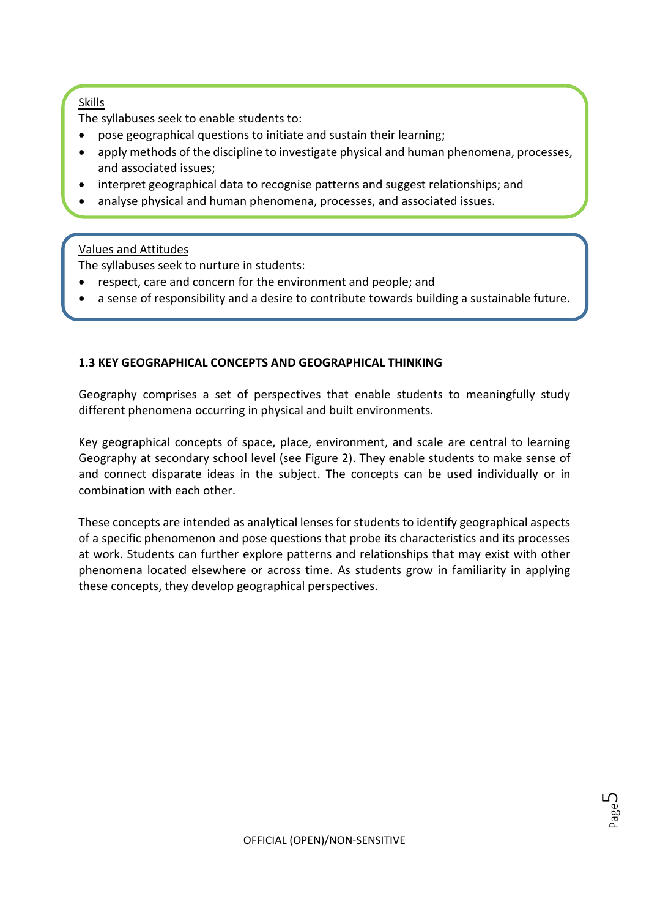<u>Skills</u>

The syllabuses seek to enable students to:

- pose geographical questions to initiate and sustain their learning;
- apply methods of the discipline to investigate physical and human phenomena, processes, and associated issues;
- interpret geographical data to recognise patterns and suggest relationships; and
- analyse physical and human phenomena, processes, and associated issues.

<u>Values and Attitudes</u>

The syllabuses seek to nurture in students:

- respect, care and concern for the environment and people; and
- a sense of responsibility and a desire to contribute towards building a sustainable future.

### 1.3 KEY GEOGRAPHICAL CONCEPTS AND GEOGRAPHICAL THINKING

Geography comprises a set of perspectives that enable students to meaningfully study different phenomena occurring in physical and built environments.

Key geographical concepts of space, place, environment, and scale are central to learning Geography at secondary school level (see Figure 2). They enable students to make sense of and connect disparate ideas in the subject. The concepts can be used individually or in combination with each other.

These concepts are intended as analytical lenses for students to identify geographical aspects of a specific phenomenon and pose questions that probe its characteristics and its processes at work. Students can further explore patterns and relationships that may exist with other phenomena located elsewhere or across time. As students grow in familiarity in applying these concepts, they develop geographical perspectives.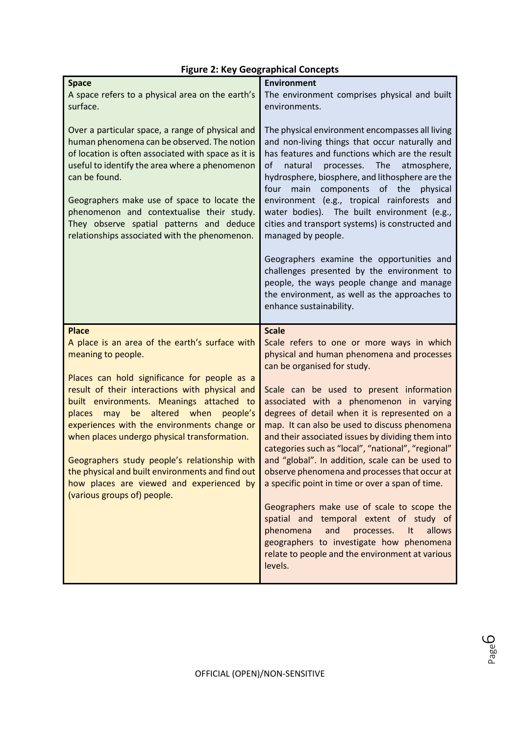**Figure 2: Key Geographical Concepts**

| **Space** | **Environment** |
|---|---|
| A space refers to a physical area on the earth's surface.<br><br>Over a particular space, a range of physical and human phenomena can be observed. The notion of location is often associated with space as it is useful to identify the area where a phenomenon can be found.<br><br>Geographers make use of space to locate the phenomenon and contextualise their study. They observe spatial patterns and deduce relationships associated with the phenomenon. | The environment comprises physical and built environments.<br><br>The physical environment encompasses all living and non-living things that occur naturally and has features and functions which are the result of natural processes. The atmosphere, hydrosphere, biosphere, and lithosphere are the four main components of the physical environment (e.g., tropical rainforests and water bodies). The built environment (e.g., cities and transport systems) is constructed and managed by people.<br><br>Geographers examine the opportunities and challenges presented by the environment to people, the ways people change and manage the environment, as well as the approaches to enhance sustainability. |
| **Place** | **Scale** |
| A place is an area of the earth's surface with meaning to people.<br><br>Places can hold significance for people as a result of their interactions with physical and built environments. Meanings attached to places may be altered when people's experiences with the environments change or when places undergo physical transformation.<br><br>Geographers study people's relationship with the physical and built environments and find out how places are viewed and experienced by (various groups of) people. | Scale refers to one or more ways in which physical and human phenomena and processes can be organised for study.<br><br>Scale can be used to present information associated with a phenomenon in varying degrees of detail when it is represented on a map. It can also be used to discuss phenomena and their associated issues by dividing them into categories such as "local", "national", "regional" and "global". In addition, scale can be used to observe phenomena and processes that occur at a specific point in time or over a span of time.<br><br>Geographers make use of scale to scope the spatial and temporal extent of study of phenomena and processes. It allows geographers to investigate how phenomena relate to people and the environment at various levels. |

OFFICIAL (OPEN)/NON-SENSITIVE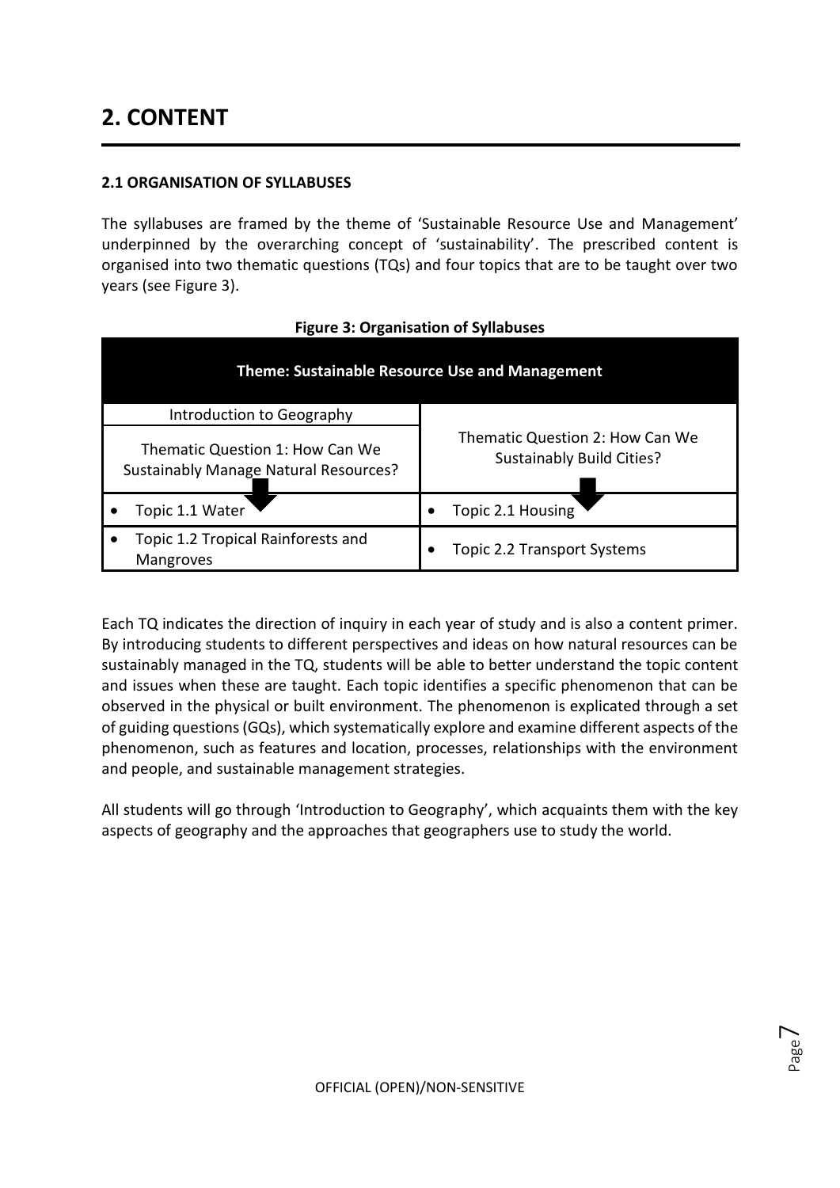# 2. CONTENT

### 2.1 ORGANISATION OF SYLLABUSES

The syllabuses are framed by the theme of 'Sustainable Resource Use and Management' underpinned by the overarching concept of 'sustainability'. The prescribed content is organised into two thematic questions (TQs) and four topics that are to be taught over two years (see Figure 3).

**Figure 3: Organisation of Syllabuses**

| Theme: Sustainable Resource Use and Management | |
|---|---|
| Introduction to Geography | |
| Thematic Question 1: How Can We Sustainably Manage Natural Resources? | Thematic Question 2: How Can We Sustainably Build Cities? |
| • Topic 1.1 Water | • Topic 2.1 Housing |
| • Topic 1.2 Tropical Rainforests and Mangroves | • Topic 2.2 Transport Systems |

Each TQ indicates the direction of inquiry in each year of study and is also a content primer. By introducing students to different perspectives and ideas on how natural resources can be sustainably managed in the TQ, students will be able to better understand the topic content and issues when these are taught. Each topic identifies a specific phenomenon that can be observed in the physical or built environment. The phenomenon is explicated through a set of guiding questions (GQs), which systematically explore and examine different aspects of the phenomenon, such as features and location, processes, relationships with the environment and people, and sustainable management strategies.

All students will go through 'Introduction to Geography', which acquaints them with the key aspects of geography and the approaches that geographers use to study the world.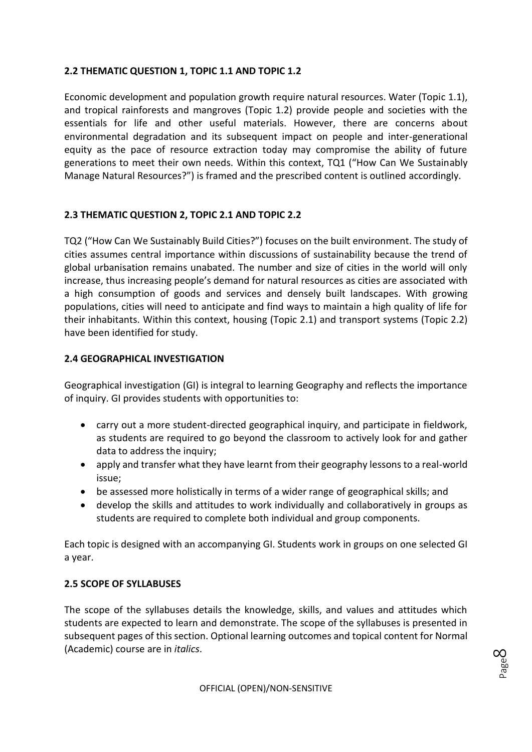### 2.2 THEMATIC QUESTION 1, TOPIC 1.1 AND TOPIC 1.2

Economic development and population growth require natural resources. Water (Topic 1.1), and tropical rainforests and mangroves (Topic 1.2) provide people and societies with the essentials for life and other useful materials. However, there are concerns about environmental degradation and its subsequent impact on people and inter-generational equity as the pace of resource extraction today may compromise the ability of future generations to meet their own needs. Within this context, TQ1 ("How Can We Sustainably Manage Natural Resources?") is framed and the prescribed content is outlined accordingly.

### 2.3 THEMATIC QUESTION 2, TOPIC 2.1 AND TOPIC 2.2

TQ2 ("How Can We Sustainably Build Cities?") focuses on the built environment. The study of cities assumes central importance within discussions of sustainability because the trend of global urbanisation remains unabated. The number and size of cities in the world will only increase, thus increasing people's demand for natural resources as cities are associated with a high consumption of goods and services and densely built landscapes. With growing populations, cities will need to anticipate and find ways to maintain a high quality of life for their inhabitants. Within this context, housing (Topic 2.1) and transport systems (Topic 2.2) have been identified for study.

### 2.4 GEOGRAPHICAL INVESTIGATION

Geographical investigation (GI) is integral to learning Geography and reflects the importance of inquiry. GI provides students with opportunities to:

- carry out a more student-directed geographical inquiry, and participate in fieldwork, as students are required to go beyond the classroom to actively look for and gather data to address the inquiry;
- apply and transfer what they have learnt from their geography lessons to a real-world issue;
- be assessed more holistically in terms of a wider range of geographical skills; and
- develop the skills and attitudes to work individually and collaboratively in groups as students are required to complete both individual and group components.

Each topic is designed with an accompanying GI. Students work in groups on one selected GI a year.

### 2.5 SCOPE OF SYLLABUSES

The scope of the syllabuses details the knowledge, skills, and values and attitudes which students are expected to learn and demonstrate. The scope of the syllabuses is presented in subsequent pages of this section. Optional learning outcomes and topical content for Normal (Academic) course are in *italics*.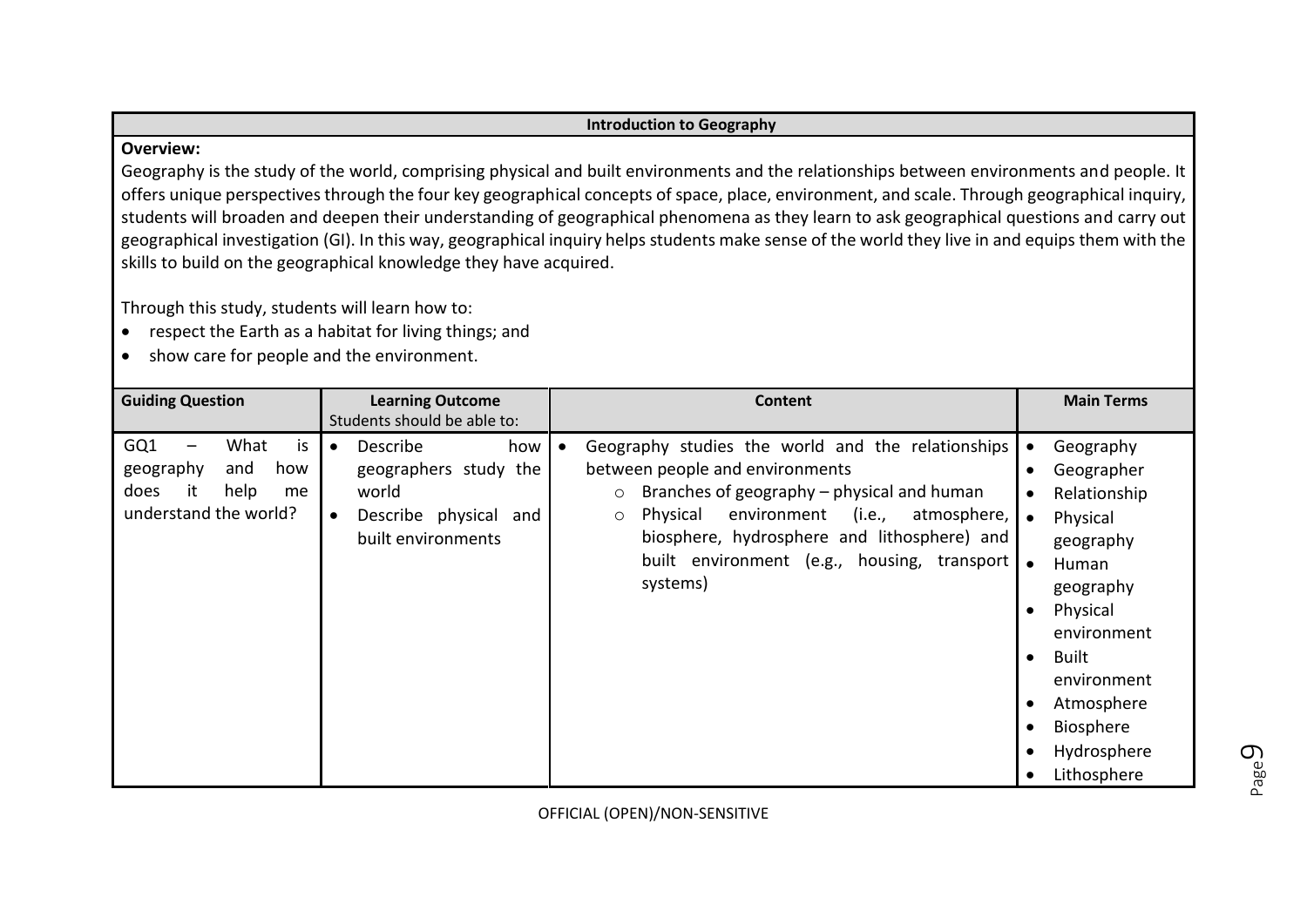## Introduction to Geography

**Overview:**

Geography is the study of the world, comprising physical and built environments and the relationships between environments and people. It offers unique perspectives through the four key geographical concepts of space, place, environment, and scale. Through geographical inquiry, students will broaden and deepen their understanding of geographical phenomena as they learn to ask geographical questions and carry out geographical investigation (GI). In this way, geographical inquiry helps students make sense of the world they live in and equips them with the skills to build on the geographical knowledge they have acquired.

Through this study, students will learn how to:

- respect the Earth as a habitat for living things; and
- show care for people and the environment.

| Guiding Question | Learning Outcome<br>Students should be able to: | Content | Main Terms |
|---|---|---|---|
| GQ1 – What is geography and how does it help me understand the world? | • Describe how geographers study the world<br>• Describe physical and built environments | • Geography studies the world and the relationships between people and environments<br>  ○ Branches of geography – physical and human<br>  ○ Physical environment (i.e., atmosphere, biosphere, hydrosphere and lithosphere) and built environment (e.g., housing, transport systems) | • Geography<br>• Geographer<br>• Relationship<br>• Physical geography<br>• Human geography<br>• Physical environment<br>• Built environment<br>• Atmosphere<br>• Biosphere<br>• Hydrosphere<br>• Lithosphere |

OFFICIAL (OPEN)/NON-SENSITIVE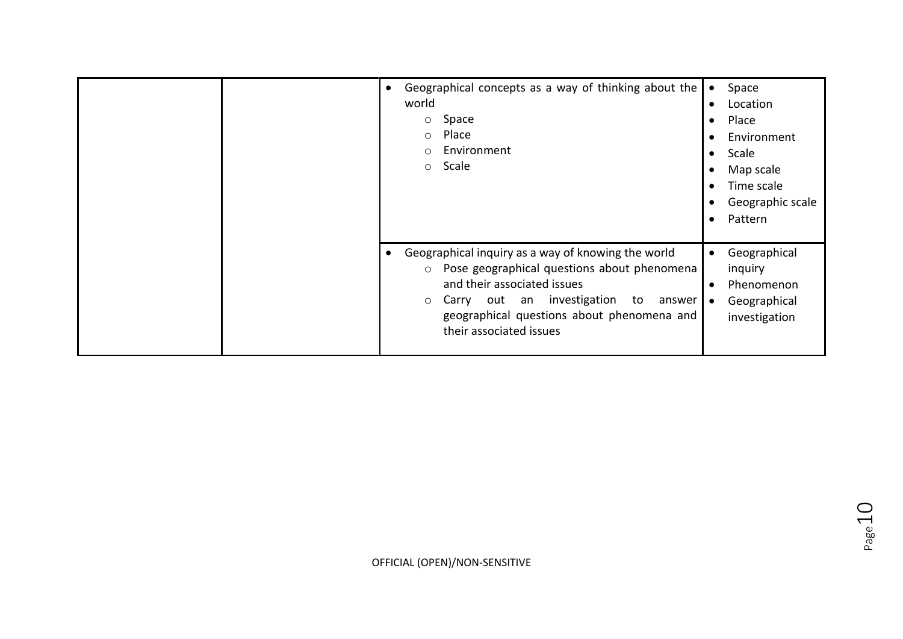| | | | |
|---|---|---|---|
| | | • Geographical concepts as a way of thinking about the world<br>&nbsp;&nbsp;&nbsp;&nbsp;○ Space<br>&nbsp;&nbsp;&nbsp;&nbsp;○ Place<br>&nbsp;&nbsp;&nbsp;&nbsp;○ Environment<br>&nbsp;&nbsp;&nbsp;&nbsp;○ Scale | • Space<br>• Location<br>• Place<br>• Environment<br>• Scale<br>• Map scale<br>• Time scale<br>• Geographic scale<br>• Pattern |
| | | • Geographical inquiry as a way of knowing the world<br>&nbsp;&nbsp;&nbsp;&nbsp;○ Pose geographical questions about phenomena and their associated issues<br>&nbsp;&nbsp;&nbsp;&nbsp;○ Carry out an investigation to answer geographical questions about phenomena and their associated issues | • Geographical inquiry<br>• Phenomenon<br>• Geographical investigation |

OFFICIAL (OPEN)/NON-SENSITIVE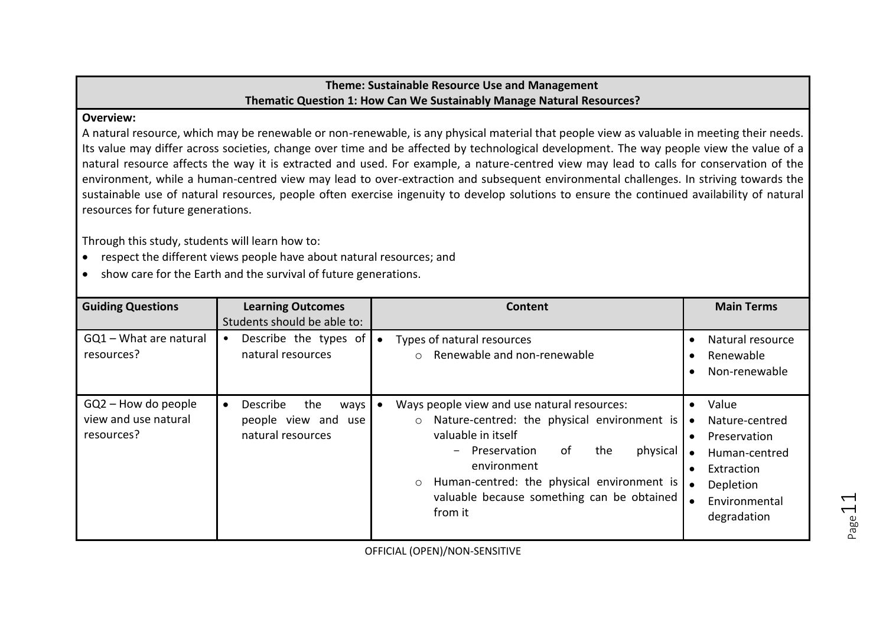**Theme: Sustainable Resource Use and Management**
**Thematic Question 1: How Can We Sustainably Manage Natural Resources?**

**Overview:**

A natural resource, which may be renewable or non-renewable, is any physical material that people view as valuable in meeting their needs. Its value may differ across societies, change over time and be affected by technological development. The way people view the value of a natural resource affects the way it is extracted and used. For example, a nature-centred view may lead to calls for conservation of the environment, while a human-centred view may lead to over-extraction and subsequent environmental challenges. In striving towards the sustainable use of natural resources, people often exercise ingenuity to develop solutions to ensure the continued availability of natural resources for future generations.

Through this study, students will learn how to:

- respect the different views people have about natural resources; and
- show care for the Earth and the survival of future generations.

| Guiding Questions | Learning Outcomes<br>Students should be able to: | Content | Main Terms |
|---|---|---|---|
| GQ1 – What are natural resources? | • Describe the types of natural resources | • Types of natural resources<br>&nbsp;&nbsp;○ Renewable and non-renewable | • Natural resource<br>• Renewable<br>• Non-renewable |
| GQ2 – How do people view and use natural resources? | • Describe the ways people view and use natural resources | • Ways people view and use natural resources:<br>&nbsp;&nbsp;○ Nature-centred: the physical environment is valuable in itself<br>&nbsp;&nbsp;&nbsp;&nbsp;- Preservation of the physical environment<br>&nbsp;&nbsp;○ Human-centred: the physical environment is valuable because something can be obtained from it | • Value<br>• Nature-centred<br>• Preservation<br>• Human-centred<br>• Extraction<br>• Depletion<br>• Environmental degradation |

OFFICIAL (OPEN)/NON-SENSITIVE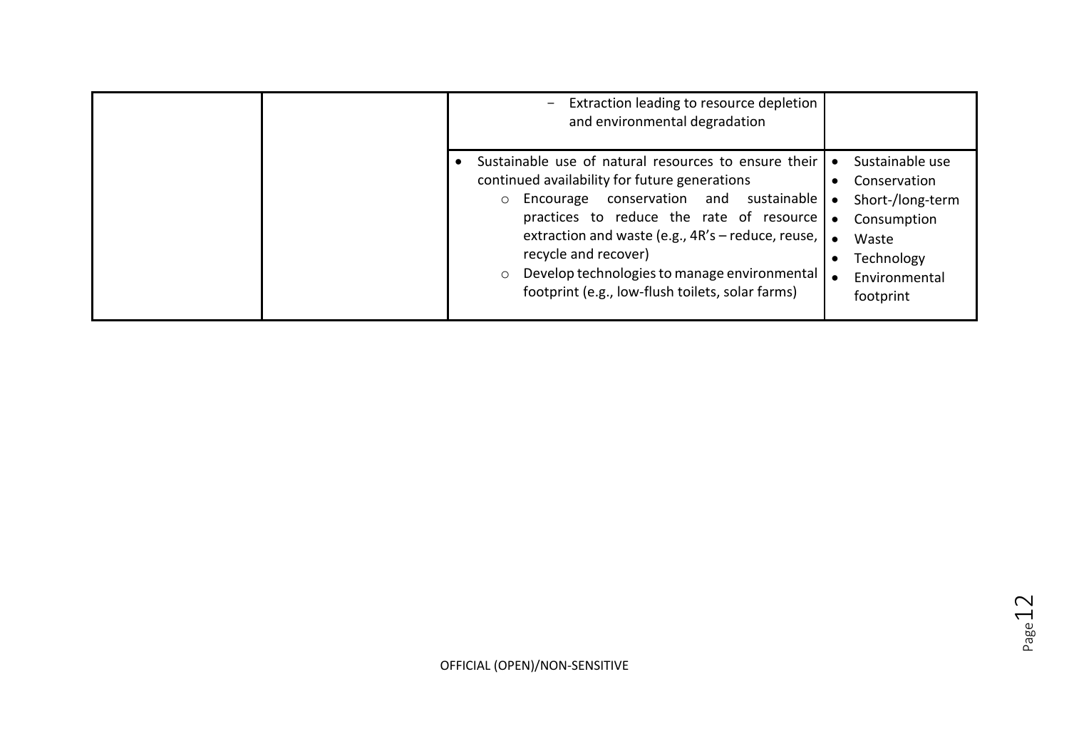|  |  |  |  |
|---|---|---|---|
|  |  | − Extraction leading to resource depletion and environmental degradation |  |
|  |  | • Sustainable use of natural resources to ensure their continued availability for future generations<br>○ Encourage conservation and sustainable practices to reduce the rate of resource extraction and waste (e.g., 4R's – reduce, reuse, recycle and recover)<br>○ Develop technologies to manage environmental footprint (e.g., low-flush toilets, solar farms) | • Sustainable use<br>• Conservation<br>• Short-/long-term<br>• Consumption<br>• Waste<br>• Technology<br>• Environmental footprint |

OFFICIAL (OPEN)/NON-SENSITIVE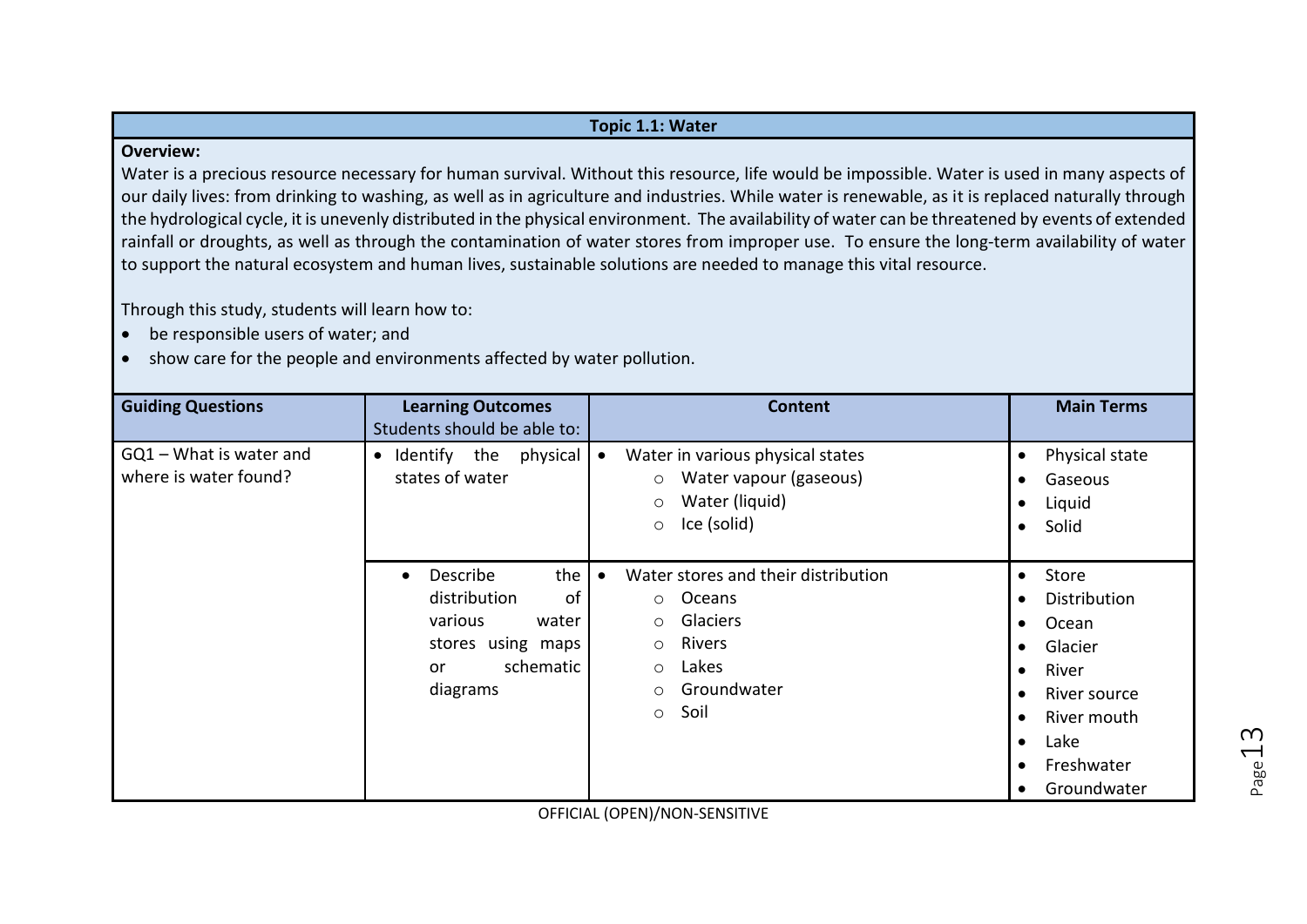## Topic 1.1: Water

**Overview:**

Water is a precious resource necessary for human survival. Without this resource, life would be impossible. Water is used in many aspects of our daily lives: from drinking to washing, as well as in agriculture and industries. While water is renewable, as it is replaced naturally through the hydrological cycle, it is unevenly distributed in the physical environment. The availability of water can be threatened by events of extended rainfall or droughts, as well as through the contamination of water stores from improper use. To ensure the long-term availability of water to support the natural ecosystem and human lives, sustainable solutions are needed to manage this vital resource.

Through this study, students will learn how to:

- be responsible users of water; and
- show care for the people and environments affected by water pollution.

| Guiding Questions | Learning Outcomes<br>Students should be able to: | Content | Main Terms |
|---|---|---|---|
| GQ1 – What is water and where is water found? | • Identify the physical states of water | • Water in various physical states<br>  ○ Water vapour (gaseous)<br>  ○ Water (liquid)<br>  ○ Ice (solid) | • Physical state<br>• Gaseous<br>• Liquid<br>• Solid |
| | • Describe the distribution of various water stores using maps or schematic diagrams | • Water stores and their distribution<br>  ○ Oceans<br>  ○ Glaciers<br>  ○ Rivers<br>  ○ Lakes<br>  ○ Groundwater<br>  ○ Soil | • Store<br>• Distribution<br>• Ocean<br>• Glacier<br>• River<br>• River source<br>• River mouth<br>• Lake<br>• Freshwater<br>• Groundwater |

OFFICIAL (OPEN)/NON-SENSITIVE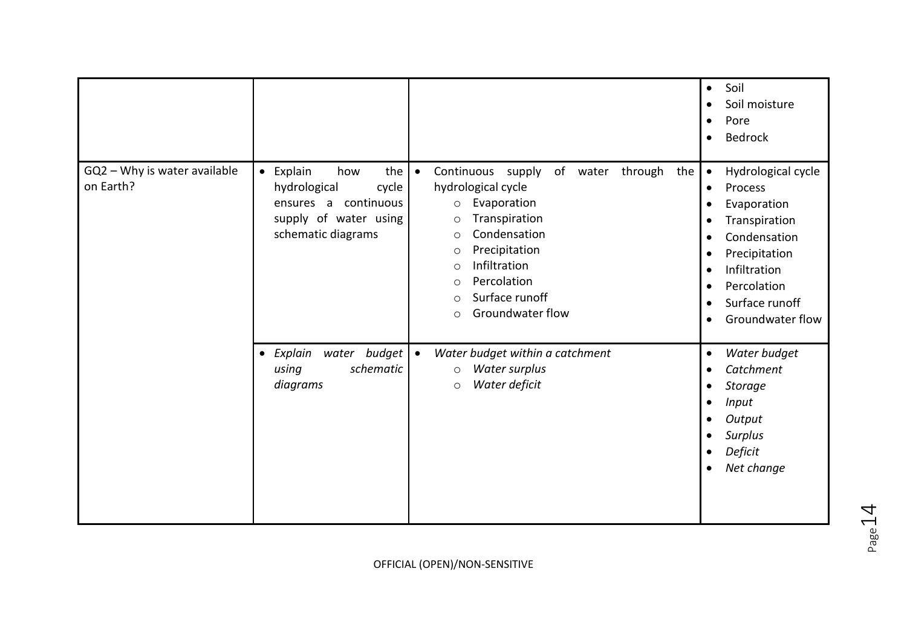| | | | |
|---|---|---|---|
| | | | • Soil<br>• Soil moisture<br>• Pore<br>• Bedrock |
| GQ2 – Why is water available on Earth? | • Explain how the hydrological cycle ensures a continuous supply of water using schematic diagrams | • Continuous supply of water through the hydrological cycle<br>  ○ Evaporation<br>  ○ Transpiration<br>  ○ Condensation<br>  ○ Precipitation<br>  ○ Infiltration<br>  ○ Percolation<br>  ○ Surface runoff<br>  ○ Groundwater flow | • Hydrological cycle<br>• Process<br>• Evaporation<br>• Transpiration<br>• Condensation<br>• Precipitation<br>• Infiltration<br>• Percolation<br>• Surface runoff<br>• Groundwater flow |
| | • *Explain water budget using schematic diagrams* | • *Water budget within a catchment*<br>  ○ *Water surplus*<br>  ○ *Water deficit* | • *Water budget*<br>• *Catchment*<br>• *Storage*<br>• *Input*<br>• *Output*<br>• *Surplus*<br>• *Deficit*<br>• *Net change* |

OFFICIAL (OPEN)/NON-SENSITIVE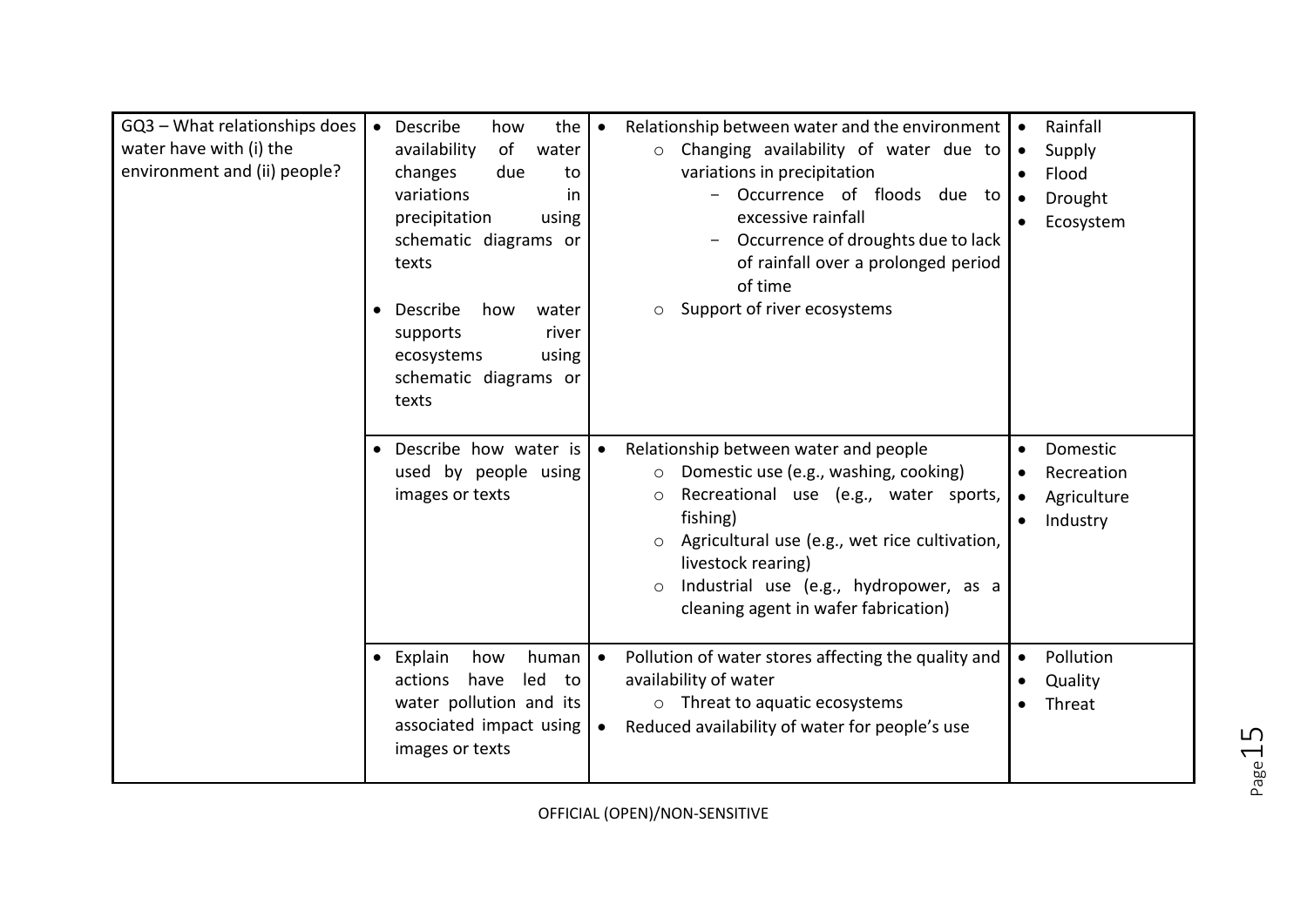| GQ3 – What relationships does water have with (i) the environment and (ii) people? | • Describe how the availability of water changes due to variations in precipitation using schematic diagrams or texts<br><br>• Describe how water supports river ecosystems using schematic diagrams or texts | • Relationship between water and the environment<br>&nbsp;&nbsp;○ Changing availability of water due to variations in precipitation<br>&nbsp;&nbsp;&nbsp;&nbsp;- Occurrence of floods due to excessive rainfall<br>&nbsp;&nbsp;&nbsp;&nbsp;- Occurrence of droughts due to lack of rainfall over a prolonged period of time<br>&nbsp;&nbsp;○ Support of river ecosystems | • Rainfall<br>• Supply<br>• Flood<br>• Drought<br>• Ecosystem |
|---|---|---|---|
| | • Describe how water is used by people using images or texts | • Relationship between water and people<br>&nbsp;&nbsp;○ Domestic use (e.g., washing, cooking)<br>&nbsp;&nbsp;○ Recreational use (e.g., water sports, fishing)<br>&nbsp;&nbsp;○ Agricultural use (e.g., wet rice cultivation, livestock rearing)<br>&nbsp;&nbsp;○ Industrial use (e.g., hydropower, as a cleaning agent in wafer fabrication) | • Domestic<br>• Recreation<br>• Agriculture<br>• Industry |
| | • Explain how human actions have led to water pollution and its associated impact using images or texts | • Pollution of water stores affecting the quality and availability of water<br>&nbsp;&nbsp;○ Threat to aquatic ecosystems<br>• Reduced availability of water for people's use | • Pollution<br>• Quality<br>• Threat |

OFFICIAL (OPEN)/NON-SENSITIVE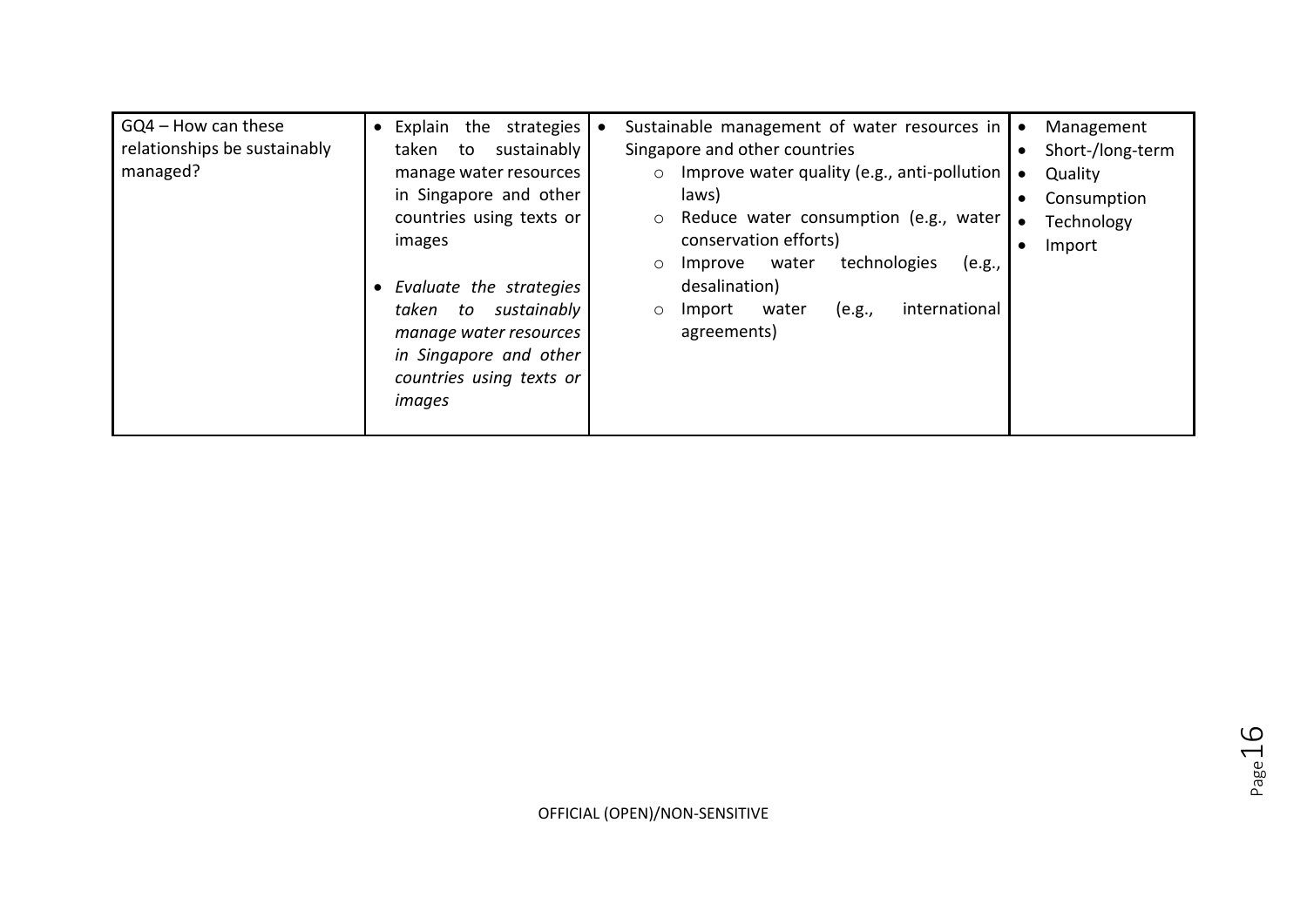| GQ4 – How can these relationships be sustainably managed? | • Explain the strategies taken to sustainably manage water resources in Singapore and other countries using texts or images<br><br>• *Evaluate the strategies taken to sustainably manage water resources in Singapore and other countries using texts or images* | • Sustainable management of water resources in Singapore and other countries<br>○ Improve water quality (e.g., anti-pollution laws)<br>○ Reduce water consumption (e.g., water conservation efforts)<br>○ Improve water technologies (e.g., desalination)<br>○ Import water (e.g., international agreements) | • Management<br>• Short-/long-term<br>• Quality<br>• Consumption<br>• Technology<br>• Import |
|---|---|---|---|

OFFICIAL (OPEN)/NON-SENSITIVE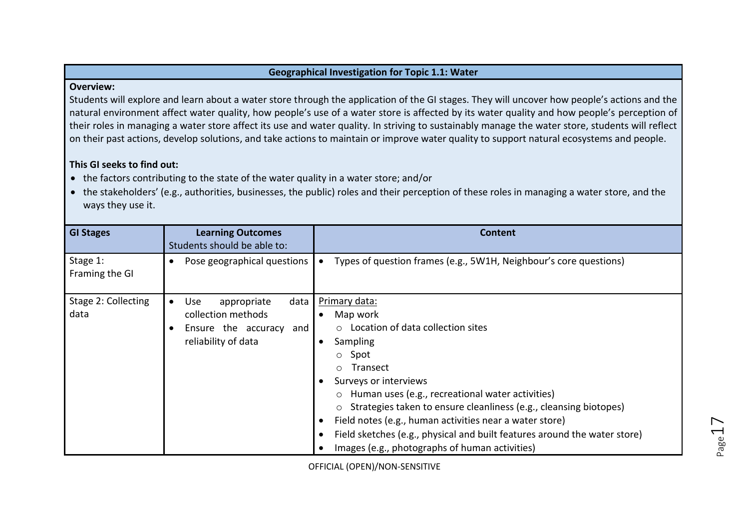## Geographical Investigation for Topic 1.1: Water

**Overview:**

Students will explore and learn about a water store through the application of the GI stages. They will uncover how people's actions and the natural environment affect water quality, how people's use of a water store is affected by its water quality and how people's perception of their roles in managing a water store affect its use and water quality. In striving to sustainably manage the water store, students will reflect on their past actions, develop solutions, and take actions to maintain or improve water quality to support natural ecosystems and people.

**This GI seeks to find out:**

- the factors contributing to the state of the water quality in a water store; and/or
- the stakeholders' (e.g., authorities, businesses, the public) roles and their perception of these roles in managing a water store, and the ways they use it.

| GI Stages | Learning Outcomes<br>Students should be able to: | Content |
|---|---|---|
| Stage 1:<br>Framing the GI | • Pose geographical questions | • Types of question frames (e.g., 5W1H, Neighbour's core questions) |
| Stage 2: Collecting data | • Use appropriate data collection methods<br>• Ensure the accuracy and reliability of data | Primary data:<br>• Map work<br>&nbsp;&nbsp;&nbsp;&nbsp;○ Location of data collection sites<br>• Sampling<br>&nbsp;&nbsp;&nbsp;&nbsp;○ Spot<br>&nbsp;&nbsp;&nbsp;&nbsp;○ Transect<br>• Surveys or interviews<br>&nbsp;&nbsp;&nbsp;&nbsp;○ Human uses (e.g., recreational water activities)<br>&nbsp;&nbsp;&nbsp;&nbsp;○ Strategies taken to ensure cleanliness (e.g., cleansing biotopes)<br>• Field notes (e.g., human activities near a water store)<br>• Field sketches (e.g., physical and built features around the water store)<br>• Images (e.g., photographs of human activities) |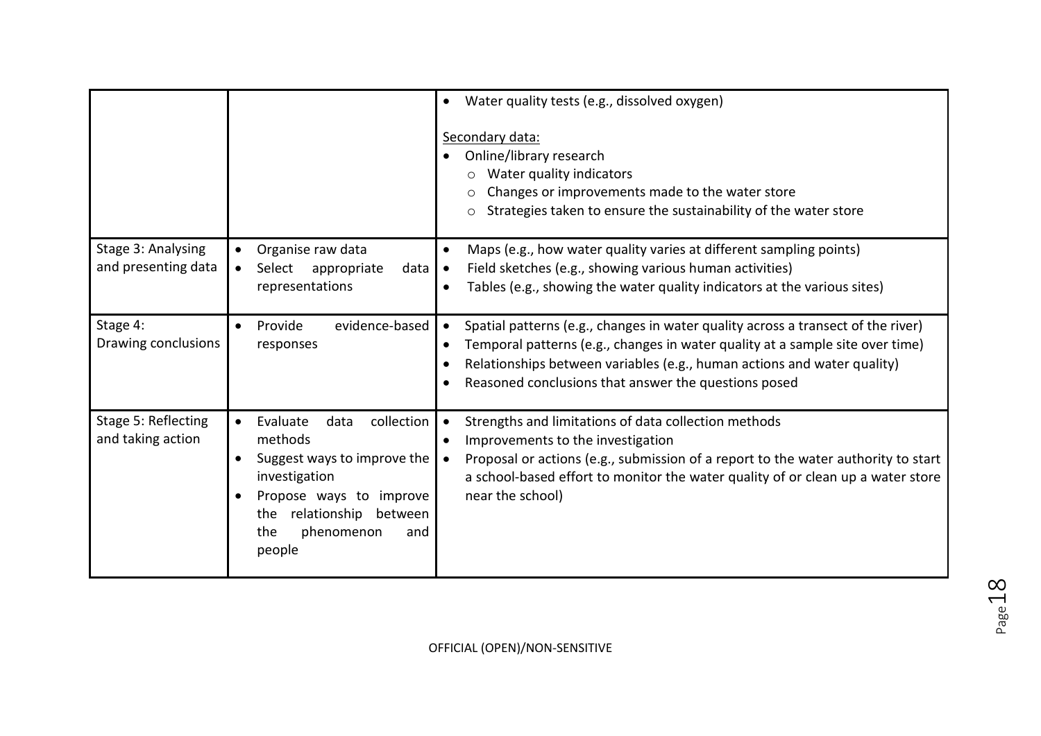| | | |
|---|---|---|
| | | • Water quality tests (e.g., dissolved oxygen)<br><br>Secondary data:<br>• Online/library research<br>  ○ Water quality indicators<br>  ○ Changes or improvements made to the water store<br>  ○ Strategies taken to ensure the sustainability of the water store |
| Stage 3: Analysing and presenting data | • Organise raw data<br>• Select appropriate data representations | • Maps (e.g., how water quality varies at different sampling points)<br>• Field sketches (e.g., showing various human activities)<br>• Tables (e.g., showing the water quality indicators at the various sites) |
| Stage 4: Drawing conclusions | • Provide evidence-based responses | • Spatial patterns (e.g., changes in water quality across a transect of the river)<br>• Temporal patterns (e.g., changes in water quality at a sample site over time)<br>• Relationships between variables (e.g., human actions and water quality)<br>• Reasoned conclusions that answer the questions posed |
| Stage 5: Reflecting and taking action | • Evaluate data collection methods<br>• Suggest ways to improve the investigation<br>• Propose ways to improve the relationship between the phenomenon and people | • Strengths and limitations of data collection methods<br>• Improvements to the investigation<br>• Proposal or actions (e.g., submission of a report to the water authority to start a school-based effort to monitor the water quality of or clean up a water store near the school) |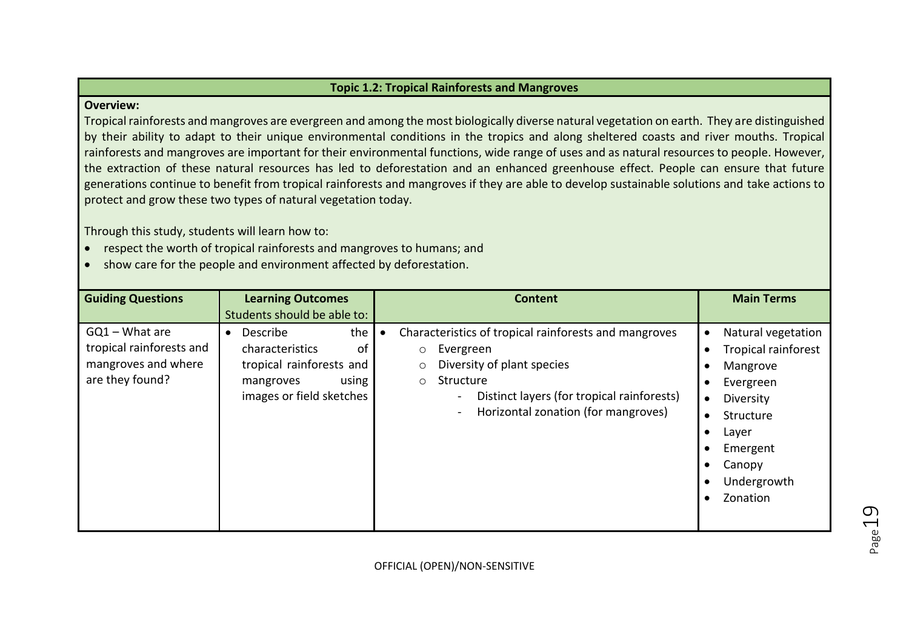**Topic 1.2: Tropical Rainforests and Mangroves**

**Overview:**

Tropical rainforests and mangroves are evergreen and among the most biologically diverse natural vegetation on earth. They are distinguished by their ability to adapt to their unique environmental conditions in the tropics and along sheltered coasts and river mouths. Tropical rainforests and mangroves are important for their environmental functions, wide range of uses and as natural resources to people. However, the extraction of these natural resources has led to deforestation and an enhanced greenhouse effect. People can ensure that future generations continue to benefit from tropical rainforests and mangroves if they are able to develop sustainable solutions and take actions to protect and grow these two types of natural vegetation today.

Through this study, students will learn how to:

- respect the worth of tropical rainforests and mangroves to humans; and
- show care for the people and environment affected by deforestation.

| Guiding Questions | Learning Outcomes<br>Students should be able to: | Content | Main Terms |
|---|---|---|---|
| GQ1 – What are tropical rainforests and mangroves and where are they found? | • Describe the characteristics of tropical rainforests and mangroves using images or field sketches | • Characteristics of tropical rainforests and mangroves<br>&nbsp;&nbsp;○ Evergreen<br>&nbsp;&nbsp;○ Diversity of plant species<br>&nbsp;&nbsp;○ Structure<br>&nbsp;&nbsp;&nbsp;&nbsp;- Distinct layers (for tropical rainforests)<br>&nbsp;&nbsp;&nbsp;&nbsp;- Horizontal zonation (for mangroves) | • Natural vegetation<br>• Tropical rainforest<br>• Mangrove<br>• Evergreen<br>• Diversity<br>• Structure<br>• Layer<br>• Emergent<br>• Canopy<br>• Undergrowth<br>• Zonation |

OFFICIAL (OPEN)/NON-SENSITIVE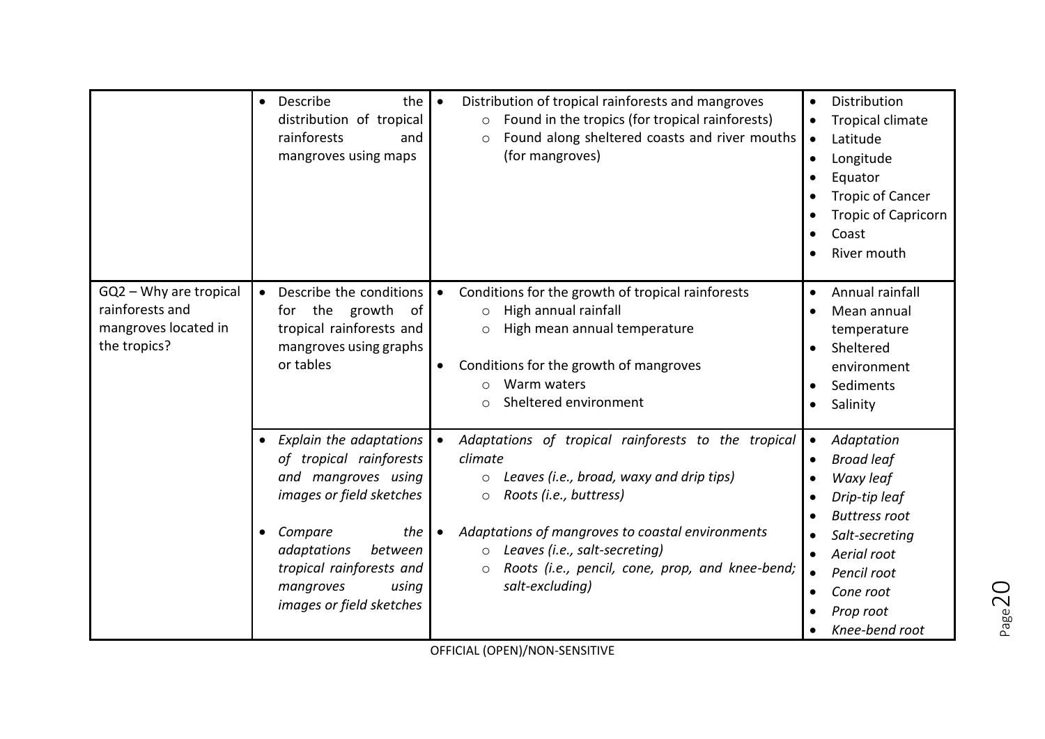| | | | |
|---|---|---|---|
| | • Describe the distribution of tropical rainforests and mangroves using maps | • Distribution of tropical rainforests and mangroves<br>&nbsp;&nbsp;○ Found in the tropics (for tropical rainforests)<br>&nbsp;&nbsp;○ Found along sheltered coasts and river mouths (for mangroves) | • Distribution<br>• Tropical climate<br>• Latitude<br>• Longitude<br>• Equator<br>• Tropic of Cancer<br>• Tropic of Capricorn<br>• Coast<br>• River mouth |
| GQ2 – Why are tropical rainforests and mangroves located in the tropics? | • Describe the conditions for the growth of tropical rainforests and mangroves using graphs or tables | • Conditions for the growth of tropical rainforests<br>&nbsp;&nbsp;○ High annual rainfall<br>&nbsp;&nbsp;○ High mean annual temperature<br><br>• Conditions for the growth of mangroves<br>&nbsp;&nbsp;○ Warm waters<br>&nbsp;&nbsp;○ Sheltered environment | • Annual rainfall<br>• Mean annual temperature<br>• Sheltered environment<br>• Sediments<br>• Salinity |
| | • *Explain the adaptations of tropical rainforests and mangroves using images or field sketches*<br><br>• *Compare the adaptations between tropical rainforests and mangroves using images or field sketches* | • *Adaptations of tropical rainforests to the tropical climate*<br>&nbsp;&nbsp;○ *Leaves (i.e., broad, waxy and drip tips)*<br>&nbsp;&nbsp;○ *Roots (i.e., buttress)*<br><br>• *Adaptations of mangroves to coastal environments*<br>&nbsp;&nbsp;○ *Leaves (i.e., salt-secreting)*<br>&nbsp;&nbsp;○ *Roots (i.e., pencil, cone, prop, and knee-bend; salt-excluding)* | • *Adaptation*<br>• *Broad leaf*<br>• *Waxy leaf*<br>• *Drip-tip leaf*<br>• *Buttress root*<br>• *Salt-secreting*<br>• *Aerial root*<br>• *Pencil root*<br>• *Cone root*<br>• *Prop root*<br>• *Knee-bend root* |

OFFICIAL (OPEN)/NON-SENSITIVE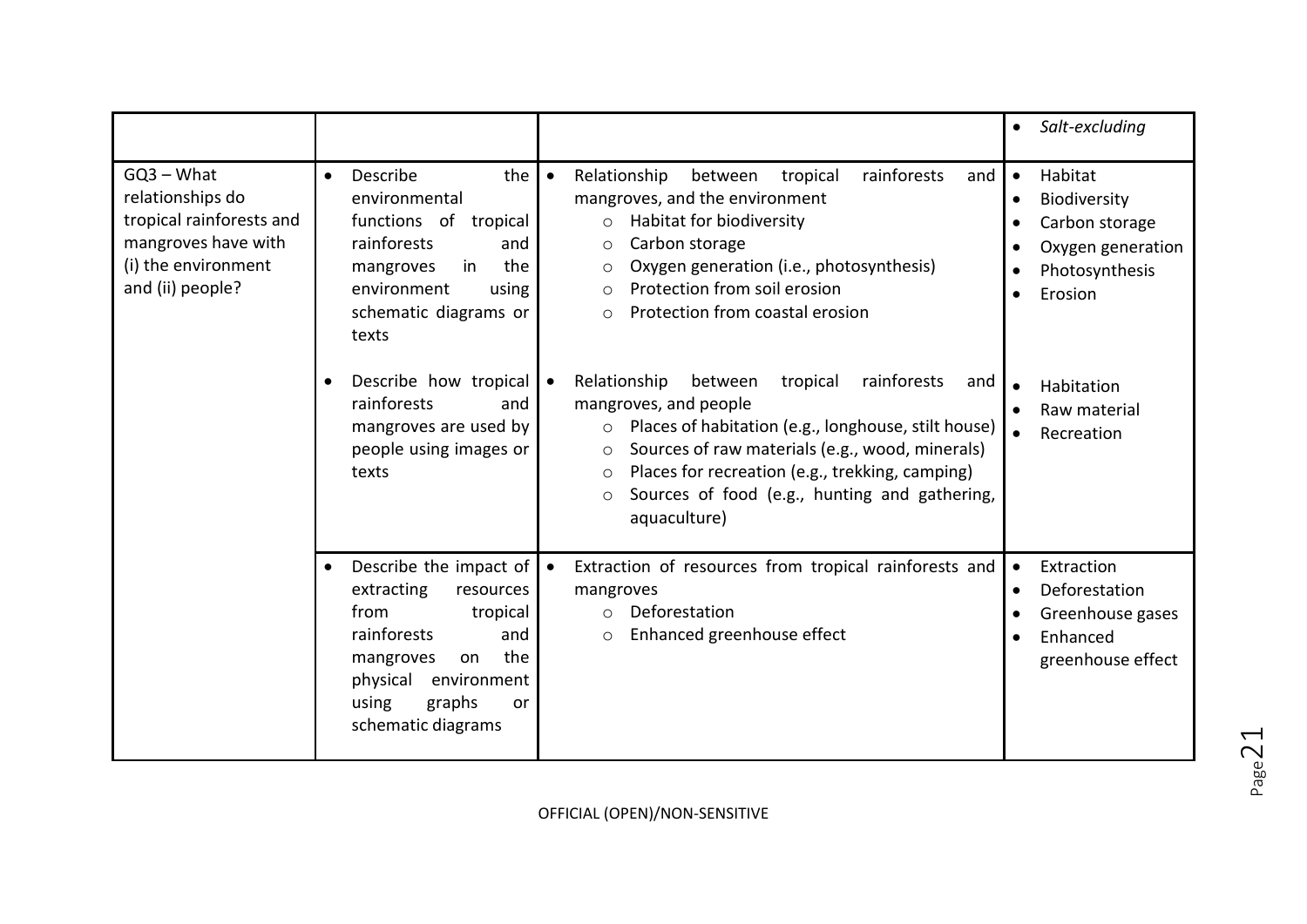| | | | |
|---|---|---|---|
| | | | • *Salt-excluding* |
| GQ3 – What relationships do tropical rainforests and mangroves have with (i) the environment and (ii) people? | • Describe the environmental functions of tropical rainforests and mangroves in the environment using schematic diagrams or texts | • Relationship between tropical rainforests and mangroves, and the environment<br>○ Habitat for biodiversity<br>○ Carbon storage<br>○ Oxygen generation (i.e., photosynthesis)<br>○ Protection from soil erosion<br>○ Protection from coastal erosion | • Habitat<br>• Biodiversity<br>• Carbon storage<br>• Oxygen generation<br>• Photosynthesis<br>• Erosion |
| | • Describe how tropical rainforests and mangroves are used by people using images or texts | • Relationship between tropical rainforests and mangroves, and people<br>○ Places of habitation (e.g., longhouse, stilt house)<br>○ Sources of raw materials (e.g., wood, minerals)<br>○ Places for recreation (e.g., trekking, camping)<br>○ Sources of food (e.g., hunting and gathering, aquaculture) | • Habitation<br>• Raw material<br>• Recreation |
| | • Describe the impact of extracting resources from tropical rainforests and mangroves on the physical environment using graphs or schematic diagrams | • Extraction of resources from tropical rainforests and mangroves<br>○ Deforestation<br>○ Enhanced greenhouse effect | • Extraction<br>• Deforestation<br>• Greenhouse gases<br>• Enhanced greenhouse effect |

OFFICIAL (OPEN)/NON-SENSITIVE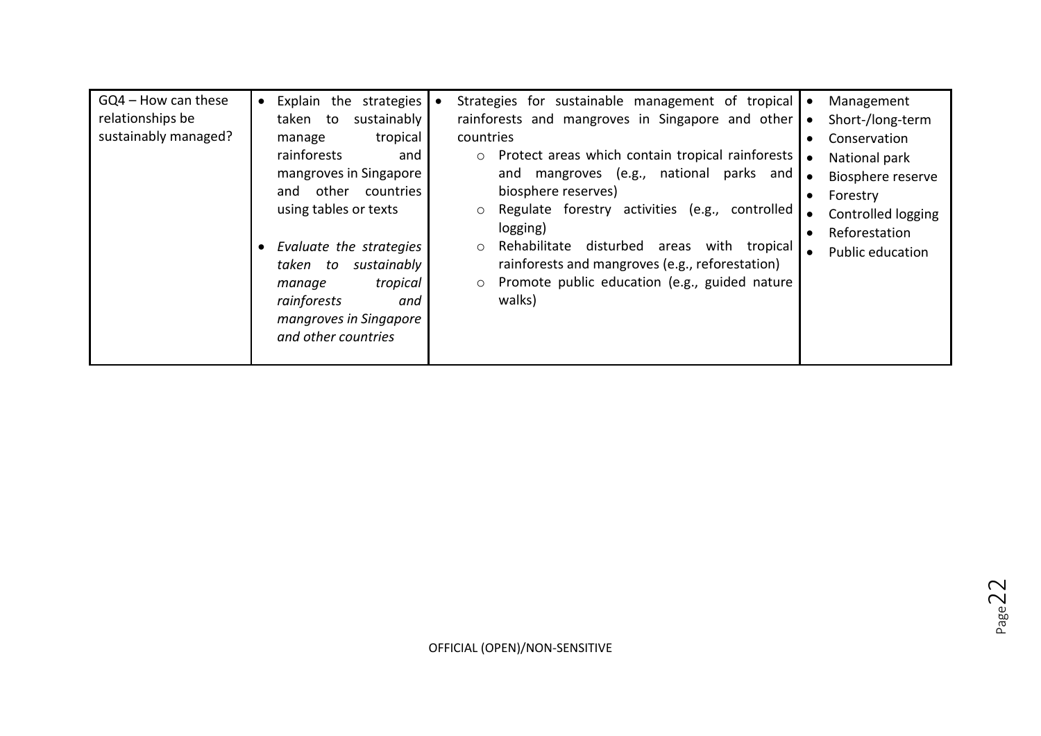| GQ4 – How can these relationships be sustainably managed? | • Explain the strategies taken to sustainably manage tropical rainforests and mangroves in Singapore and other countries using tables or texts<br><br>• *Evaluate the strategies taken to sustainably manage tropical rainforests and mangroves in Singapore and other countries* | • Strategies for sustainable management of tropical rainforests and mangroves in Singapore and other countries<br>  ○ Protect areas which contain tropical rainforests and mangroves (e.g., national parks and biosphere reserves)<br>  ○ Regulate forestry activities (e.g., controlled logging)<br>  ○ Rehabilitate disturbed areas with tropical rainforests and mangroves (e.g., reforestation)<br>  ○ Promote public education (e.g., guided nature walks) | • Management<br>• Short-/long-term<br>• Conservation<br>• National park<br>• Biosphere reserve<br>• Forestry<br>• Controlled logging<br>• Reforestation<br>• Public education |
|---|---|---|---|

OFFICIAL (OPEN)/NON-SENSITIVE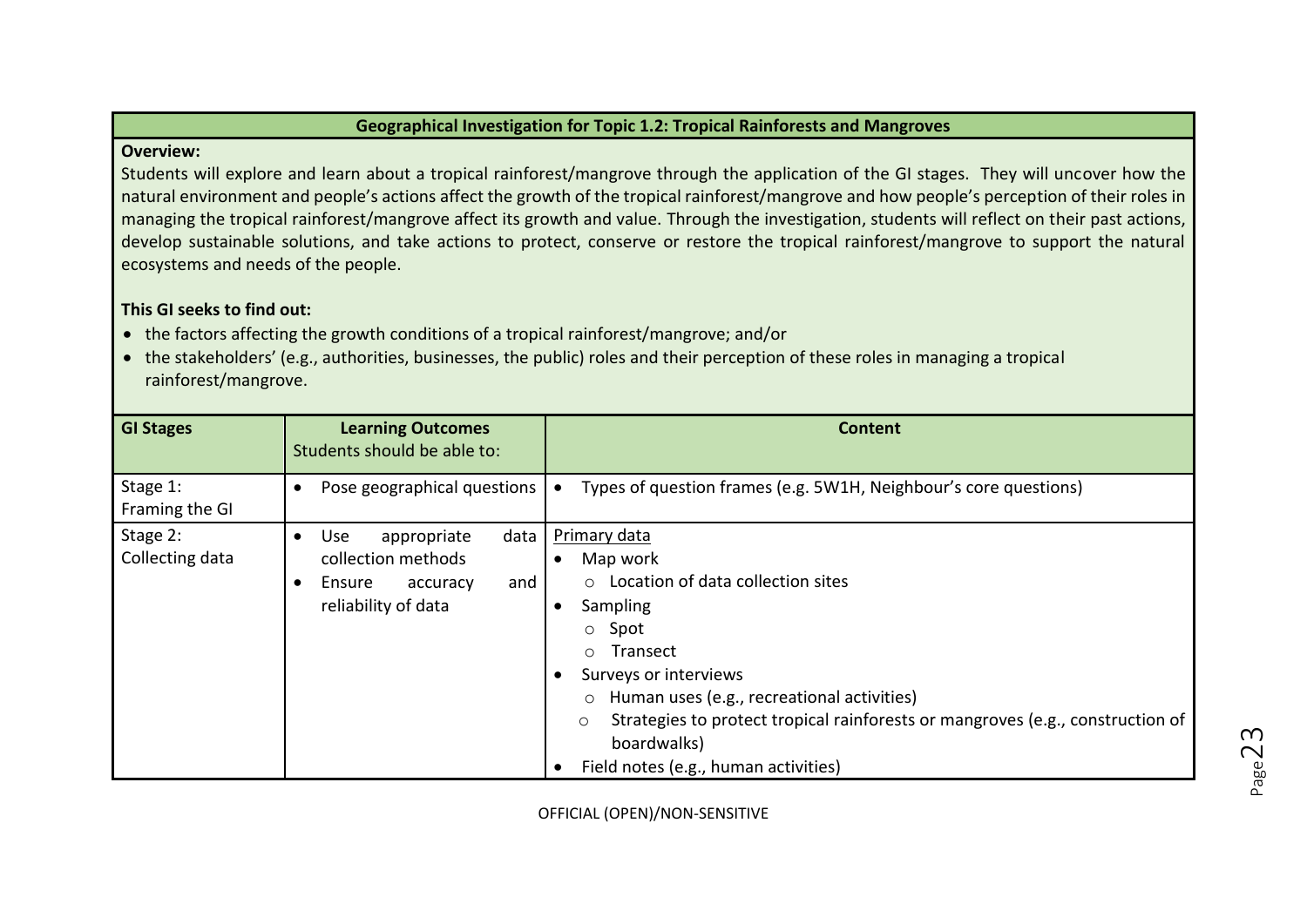## Geographical Investigation for Topic 1.2: Tropical Rainforests and Mangroves

**Overview:**

Students will explore and learn about a tropical rainforest/mangrove through the application of the GI stages. They will uncover how the natural environment and people's actions affect the growth of the tropical rainforest/mangrove and how people's perception of their roles in managing the tropical rainforest/mangrove affect its growth and value. Through the investigation, students will reflect on their past actions, develop sustainable solutions, and take actions to protect, conserve or restore the tropical rainforest/mangrove to support the natural ecosystems and needs of the people.

**This GI seeks to find out:**

- the factors affecting the growth conditions of a tropical rainforest/mangrove; and/or
- the stakeholders' (e.g., authorities, businesses, the public) roles and their perception of these roles in managing a tropical rainforest/mangrove.

| GI Stages | Learning Outcomes<br>Students should be able to: | Content |
|---|---|---|
| Stage 1:<br>Framing the GI | • Pose geographical questions | • Types of question frames (e.g. 5W1H, Neighbour's core questions) |
| Stage 2:<br>Collecting data | • Use appropriate data collection methods<br>• Ensure accuracy and reliability of data | Primary data<br>• Map work<br>  ○ Location of data collection sites<br>• Sampling<br>  ○ Spot<br>  ○ Transect<br>• Surveys or interviews<br>  ○ Human uses (e.g., recreational activities)<br>  ○ Strategies to protect tropical rainforests or mangroves (e.g., construction of boardwalks)<br>• Field notes (e.g., human activities) |

OFFICIAL (OPEN)/NON-SENSITIVE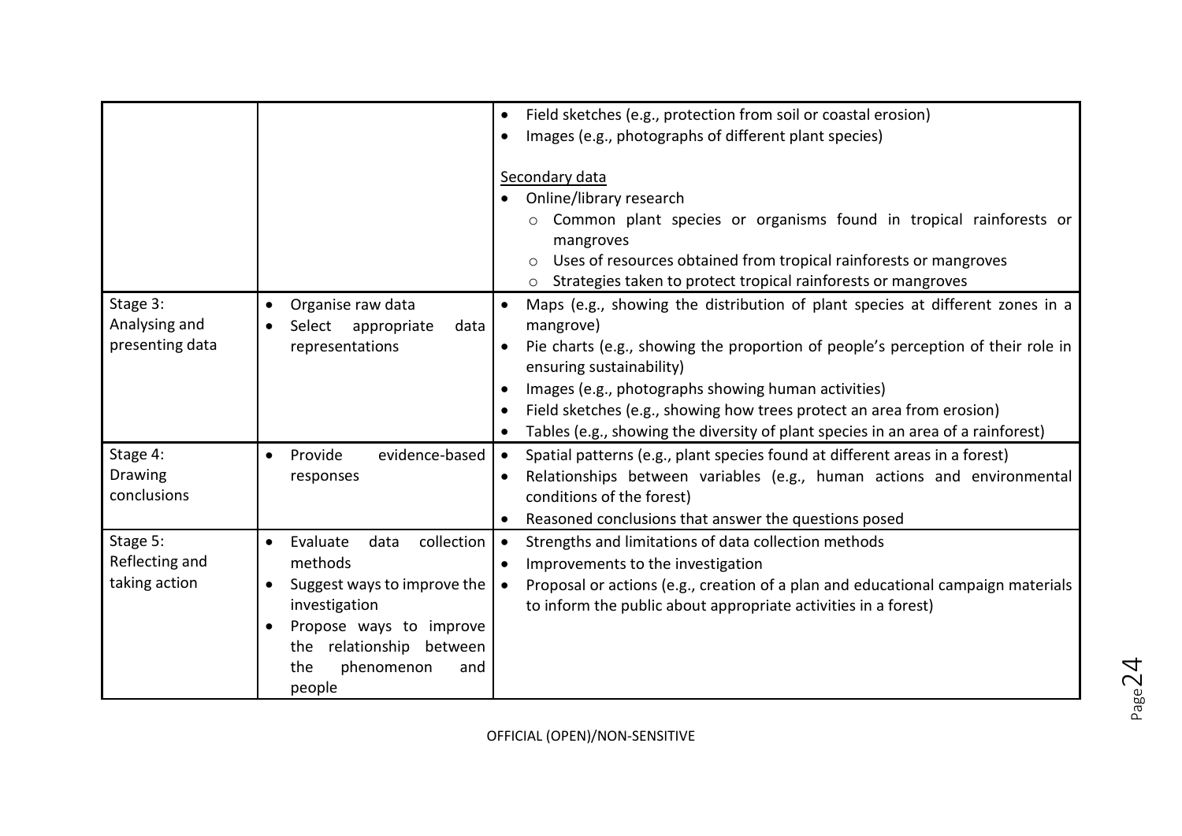| | | |
|---|---|---|
| | | • Field sketches (e.g., protection from soil or coastal erosion)<br>• Images (e.g., photographs of different plant species)<br><br><u>Secondary data</u><br>• Online/library research<br>  ○ Common plant species or organisms found in tropical rainforests or mangroves<br>  ○ Uses of resources obtained from tropical rainforests or mangroves<br>  ○ Strategies taken to protect tropical rainforests or mangroves |
| Stage 3:<br>Analysing and presenting data | • Organise raw data<br>• Select appropriate data representations | • Maps (e.g., showing the distribution of plant species at different zones in a mangrove)<br>• Pie charts (e.g., showing the proportion of people's perception of their role in ensuring sustainability)<br>• Images (e.g., photographs showing human activities)<br>• Field sketches (e.g., showing how trees protect an area from erosion)<br>• Tables (e.g., showing the diversity of plant species in an area of a rainforest) |
| Stage 4:<br>Drawing conclusions | • Provide evidence-based responses | • Spatial patterns (e.g., plant species found at different areas in a forest)<br>• Relationships between variables (e.g., human actions and environmental conditions of the forest)<br>• Reasoned conclusions that answer the questions posed |
| Stage 5:<br>Reflecting and taking action | • Evaluate data collection methods<br>• Suggest ways to improve the investigation<br>• Propose ways to improve the relationship between the phenomenon and people | • Strengths and limitations of data collection methods<br>• Improvements to the investigation<br>• Proposal or actions (e.g., creation of a plan and educational campaign materials to inform the public about appropriate activities in a forest) |

OFFICIAL (OPEN)/NON-SENSITIVE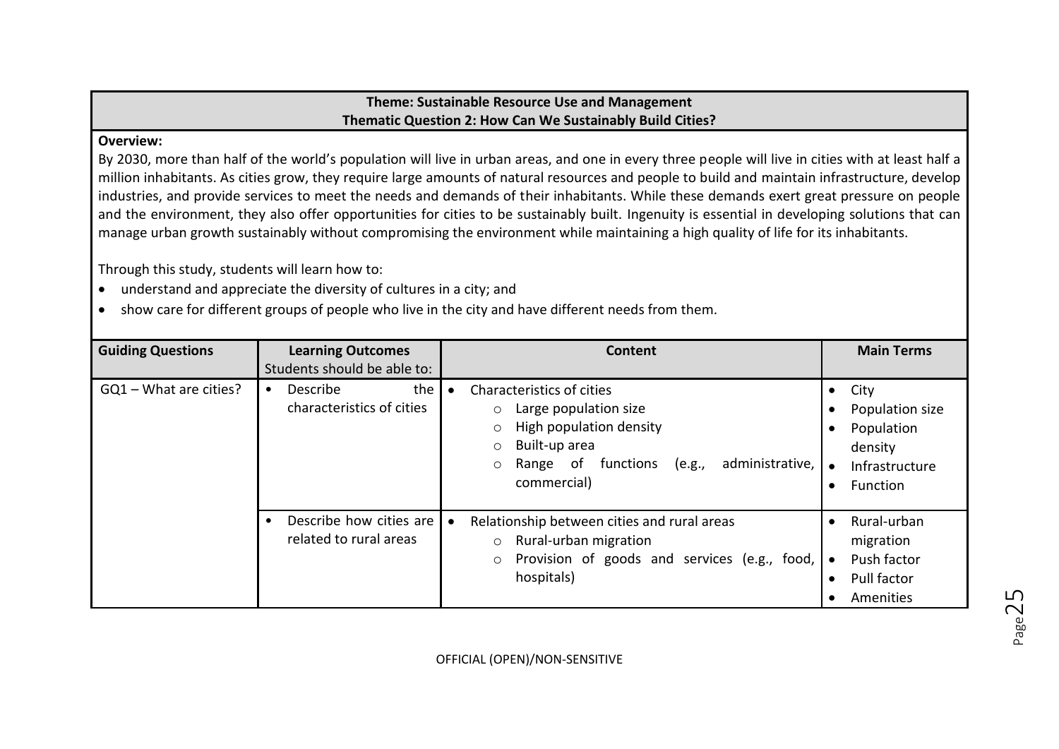**Theme: Sustainable Resource Use and Management**
**Thematic Question 2: How Can We Sustainably Build Cities?**

**Overview:**

By 2030, more than half of the world's population will live in urban areas, and one in every three people will live in cities with at least half a million inhabitants. As cities grow, they require large amounts of natural resources and people to build and maintain infrastructure, develop industries, and provide services to meet the needs and demands of their inhabitants. While these demands exert great pressure on people and the environment, they also offer opportunities for cities to be sustainably built. Ingenuity is essential in developing solutions that can manage urban growth sustainably without compromising the environment while maintaining a high quality of life for its inhabitants.

Through this study, students will learn how to:

- understand and appreciate the diversity of cultures in a city; and
- show care for different groups of people who live in the city and have different needs from them.

| Guiding Questions | Learning Outcomes<br>Students should be able to: | Content | Main Terms |
|---|---|---|---|
| GQ1 – What are cities? | • Describe the characteristics of cities | • Characteristics of cities<br>&nbsp;&nbsp;○ Large population size<br>&nbsp;&nbsp;○ High population density<br>&nbsp;&nbsp;○ Built-up area<br>&nbsp;&nbsp;○ Range of functions (e.g., administrative, commercial) | • City<br>• Population size<br>• Population density<br>• Infrastructure<br>• Function |
| | • Describe how cities are related to rural areas | • Relationship between cities and rural areas<br>&nbsp;&nbsp;○ Rural-urban migration<br>&nbsp;&nbsp;○ Provision of goods and services (e.g., food, hospitals) | • Rural-urban migration<br>• Push factor<br>• Pull factor<br>• Amenities |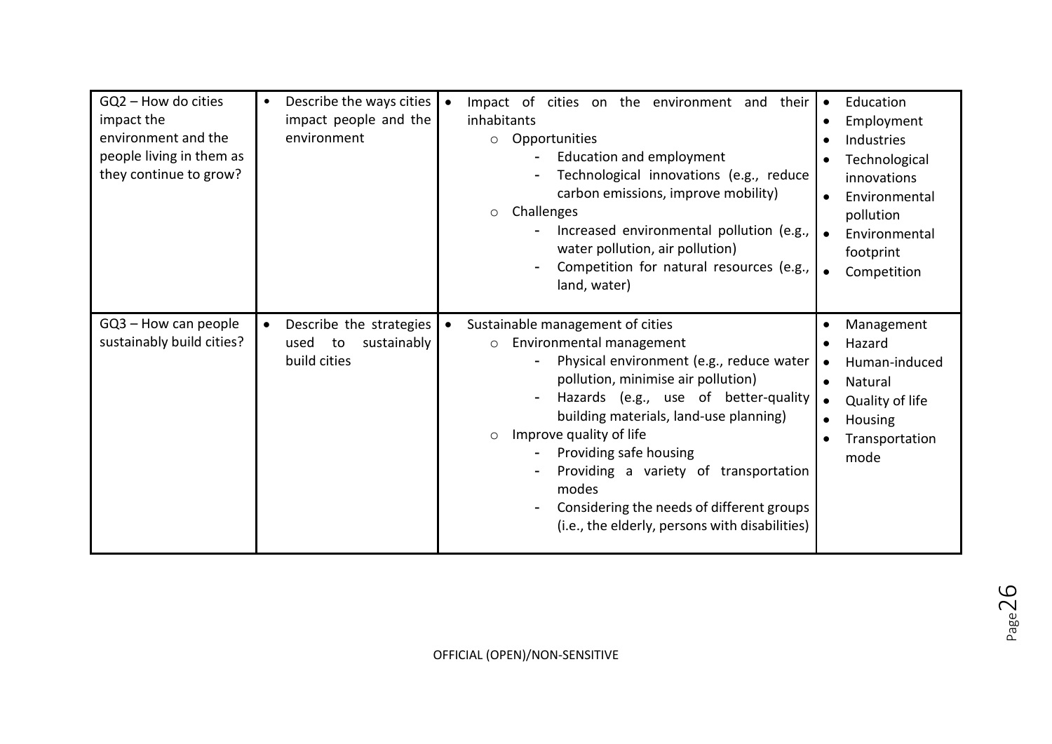| GQ2 – How do cities impact the environment and the people living in them as they continue to grow? | • Describe the ways cities impact people and the environment | • Impact of cities on the environment and their inhabitants<br>○ Opportunities<br>- Education and employment<br>- Technological innovations (e.g., reduce carbon emissions, improve mobility)<br>○ Challenges<br>- Increased environmental pollution (e.g., water pollution, air pollution)<br>- Competition for natural resources (e.g., land, water) | • Education<br>• Employment<br>• Industries<br>• Technological innovations<br>• Environmental pollution<br>• Environmental footprint<br>• Competition |
|---|---|---|---|
| GQ3 – How can people sustainably build cities? | • Describe the strategies used to sustainably build cities | • Sustainable management of cities<br>○ Environmental management<br>- Physical environment (e.g., reduce water pollution, minimise air pollution)<br>- Hazards (e.g., use of better-quality building materials, land-use planning)<br>○ Improve quality of life<br>- Providing safe housing<br>- Providing a variety of transportation modes<br>- Considering the needs of different groups (i.e., the elderly, persons with disabilities) | • Management<br>• Hazard<br>• Human-induced<br>• Natural<br>• Quality of life<br>• Housing<br>• Transportation mode |

OFFICIAL (OPEN)/NON-SENSITIVE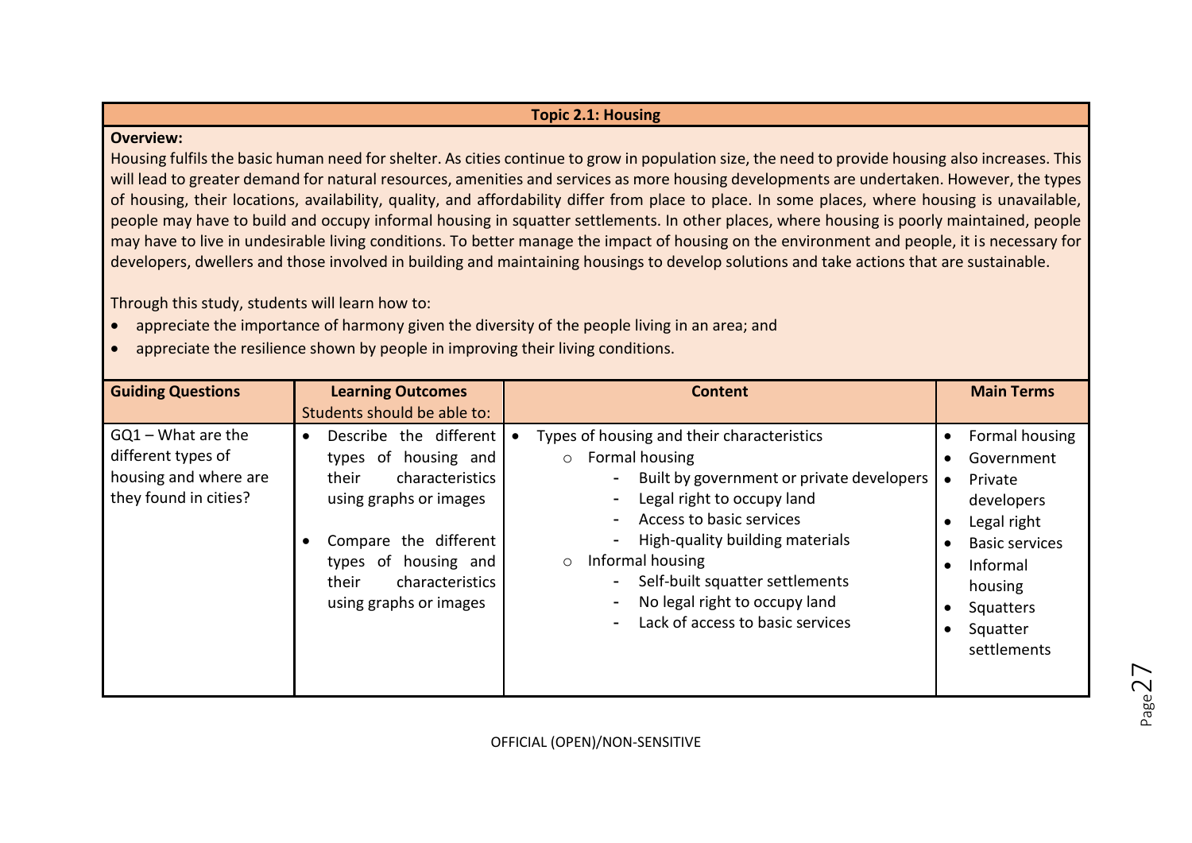## Topic 2.1: Housing

**Overview:**

Housing fulfils the basic human need for shelter. As cities continue to grow in population size, the need to provide housing also increases. This will lead to greater demand for natural resources, amenities and services as more housing developments are undertaken. However, the types of housing, their locations, availability, quality, and affordability differ from place to place. In some places, where housing is unavailable, people may have to build and occupy informal housing in squatter settlements. In other places, where housing is poorly maintained, people may have to live in undesirable living conditions. To better manage the impact of housing on the environment and people, it is necessary for developers, dwellers and those involved in building and maintaining housings to develop solutions and take actions that are sustainable.

Through this study, students will learn how to:

- appreciate the importance of harmony given the diversity of the people living in an area; and
- appreciate the resilience shown by people in improving their living conditions.

| Guiding Questions | Learning Outcomes<br>Students should be able to: | Content | Main Terms |
|---|---|---|---|
| GQ1 – What are the different types of housing and where are they found in cities? | • Describe the different types of housing and their characteristics using graphs or images<br><br>• Compare the different types of housing and their characteristics using graphs or images | • Types of housing and their characteristics<br>○ Formal housing<br>- Built by government or private developers<br>- Legal right to occupy land<br>- Access to basic services<br>- High-quality building materials<br>○ Informal housing<br>- Self-built squatter settlements<br>- No legal right to occupy land<br>- Lack of access to basic services | • Formal housing<br>• Government<br>• Private developers<br>• Legal right<br>• Basic services<br>• Informal housing<br>• Squatters<br>• Squatter settlements |

OFFICIAL (OPEN)/NON-SENSITIVE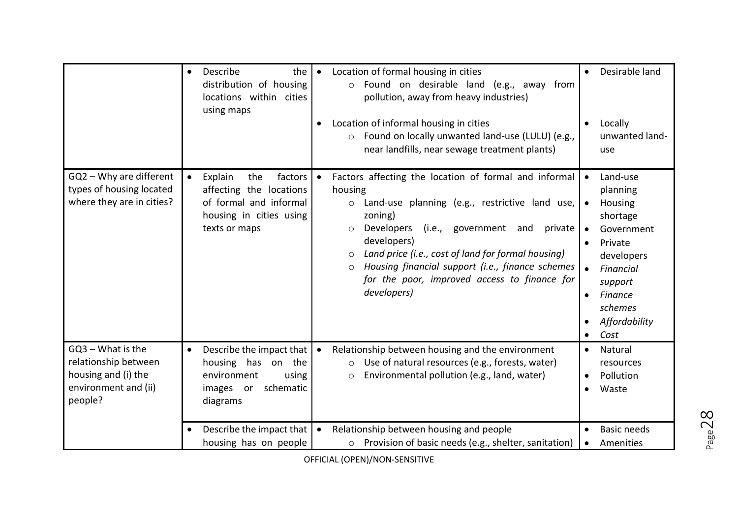| | | | |
|---|---|---|---|
| | • Describe the distribution of housing locations within cities using maps | • Location of formal housing in cities<br>  ○ Found on desirable land (e.g., away from pollution, away from heavy industries) | • Desirable land |
| | | • Location of informal housing in cities<br>  ○ Found on locally unwanted land-use (LULU) (e.g., near landfills, near sewage treatment plants) | • Locally unwanted land-use |
| GQ2 – Why are different types of housing located where they are in cities? | • Explain the factors affecting the locations of formal and informal housing in cities using texts or maps | • Factors affecting the location of formal and informal housing<br>  ○ Land-use planning (e.g., restrictive land use, zoning)<br>  ○ Developers (i.e., government and private developers)<br>  ○ *Land price (i.e., cost of land for formal housing)*<br>  ○ *Housing financial support (i.e., finance schemes for the poor, improved access to finance for developers)* | • Land-use planning<br>• Housing shortage<br>• Government<br>• Private developers<br>• *Financial support*<br>• *Finance schemes*<br>• *Affordability*<br>• *Cost* |
| GQ3 – What is the relationship between housing and (i) the environment and (ii) people? | • Describe the impact that housing has on the environment using images or schematic diagrams | • Relationship between housing and the environment<br>  ○ Use of natural resources (e.g., forests, water)<br>  ○ Environmental pollution (e.g., land, water) | • Natural resources<br>• Pollution<br>• Waste |
| | • Describe the impact that housing has on people | • Relationship between housing and people<br>  ○ Provision of basic needs (e.g., shelter, sanitation) | • Basic needs<br>• Amenities |

OFFICIAL (OPEN)/NON-SENSITIVE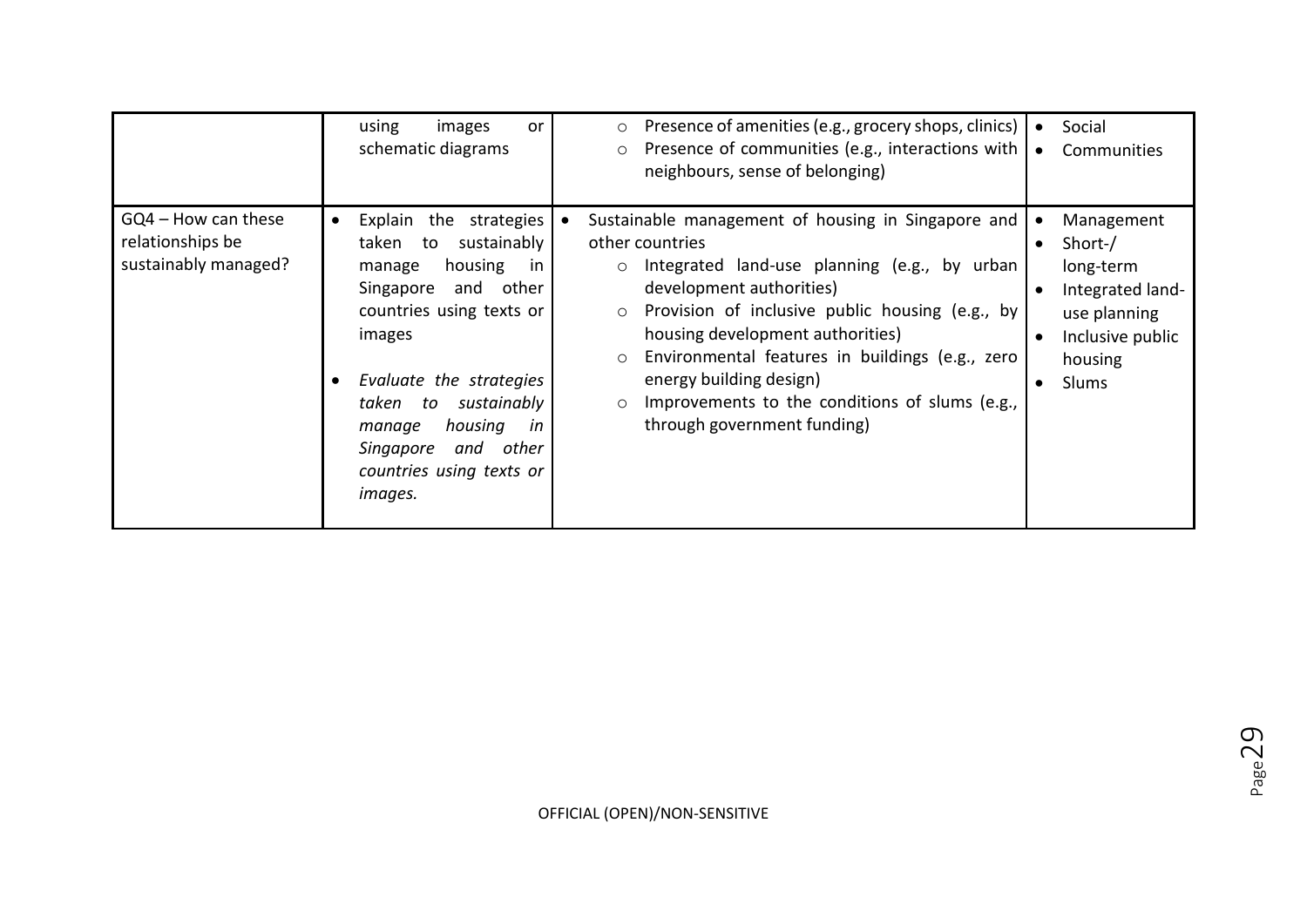| | | | |
|---|---|---|---|
| | using images or schematic diagrams | ○ Presence of amenities (e.g., grocery shops, clinics)<br>○ Presence of communities (e.g., interactions with neighbours, sense of belonging) | • Social<br>• Communities |
| GQ4 – How can these relationships be sustainably managed? | • Explain the strategies taken to sustainably manage housing in Singapore and other countries using texts or images<br><br>• *Evaluate the strategies taken to sustainably manage housing in Singapore and other countries using texts or images.* | • Sustainable management of housing in Singapore and other countries<br>○ Integrated land-use planning (e.g., by urban development authorities)<br>○ Provision of inclusive public housing (e.g., by housing development authorities)<br>○ Environmental features in buildings (e.g., zero energy building design)<br>○ Improvements to the conditions of slums (e.g., through government funding) | • Management<br>• Short-/ long-term<br>• Integrated land-use planning<br>• Inclusive public housing<br>• Slums |

OFFICIAL (OPEN)/NON-SENSITIVE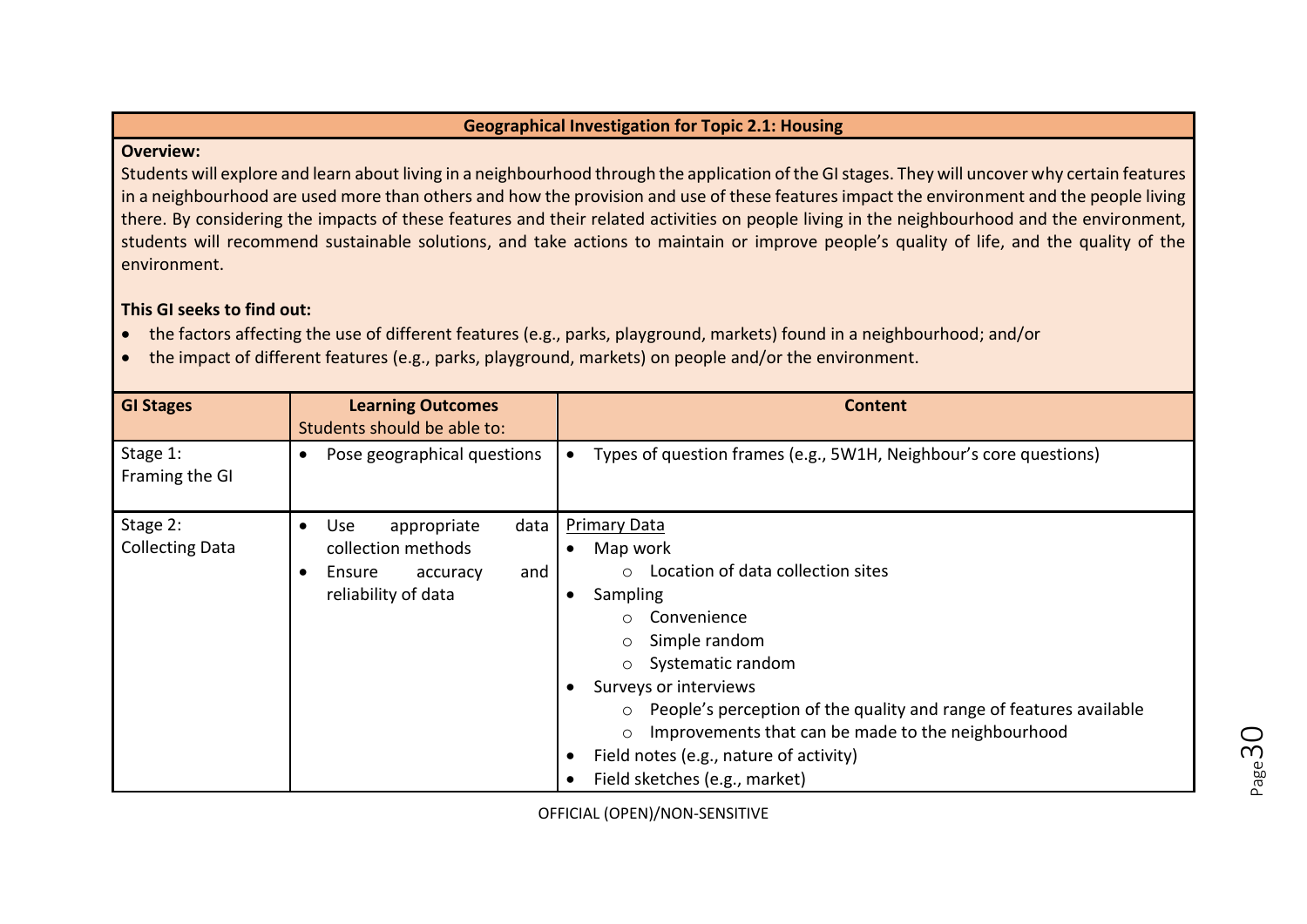## Geographical Investigation for Topic 2.1: Housing

**Overview:**

Students will explore and learn about living in a neighbourhood through the application of the GI stages. They will uncover why certain features in a neighbourhood are used more than others and how the provision and use of these features impact the environment and the people living there. By considering the impacts of these features and their related activities on people living in the neighbourhood and the environment, students will recommend sustainable solutions, and take actions to maintain or improve people's quality of life, and the quality of the environment.

**This GI seeks to find out:**

- the factors affecting the use of different features (e.g., parks, playground, markets) found in a neighbourhood; and/or
- the impact of different features (e.g., parks, playground, markets) on people and/or the environment.

| GI Stages | Learning Outcomes<br>Students should be able to: | Content |
|---|---|---|
| Stage 1:<br>Framing the GI | • Pose geographical questions | • Types of question frames (e.g., 5W1H, Neighbour's core questions) |
| Stage 2:<br>Collecting Data | • Use appropriate data collection methods<br>• Ensure accuracy and reliability of data | Primary Data<br>• Map work<br>　○ Location of data collection sites<br>• Sampling<br>　○ Convenience<br>　○ Simple random<br>　○ Systematic random<br>• Surveys or interviews<br>　○ People's perception of the quality and range of features available<br>　○ Improvements that can be made to the neighbourhood<br>• Field notes (e.g., nature of activity)<br>• Field sketches (e.g., market) |

OFFICIAL (OPEN)/NON-SENSITIVE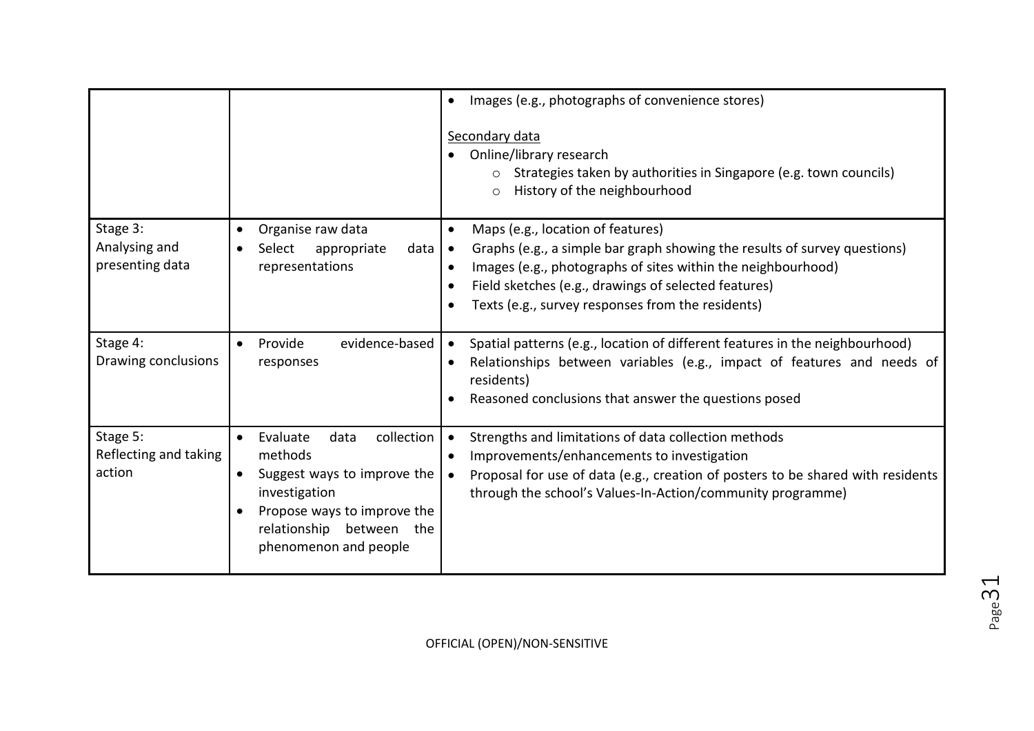| | | |
|---|---|---|
| | | • Images (e.g., photographs of convenience stores)<br><br>Secondary data<br>• Online/library research<br>  ○ Strategies taken by authorities in Singapore (e.g. town councils)<br>  ○ History of the neighbourhood |
| Stage 3:<br>Analysing and presenting data | • Organise raw data<br>• Select appropriate data representations | • Maps (e.g., location of features)<br>• Graphs (e.g., a simple bar graph showing the results of survey questions)<br>• Images (e.g., photographs of sites within the neighbourhood)<br>• Field sketches (e.g., drawings of selected features)<br>• Texts (e.g., survey responses from the residents) |
| Stage 4:<br>Drawing conclusions | • Provide evidence-based responses | • Spatial patterns (e.g., location of different features in the neighbourhood)<br>• Relationships between variables (e.g., impact of features and needs of residents)<br>• Reasoned conclusions that answer the questions posed |
| Stage 5:<br>Reflecting and taking action | • Evaluate data collection methods<br>• Suggest ways to improve the investigation<br>• Propose ways to improve the relationship between the phenomenon and people | • Strengths and limitations of data collection methods<br>• Improvements/enhancements to investigation<br>• Proposal for use of data (e.g., creation of posters to be shared with residents through the school's Values-In-Action/community programme) |

OFFICIAL (OPEN)/NON-SENSITIVE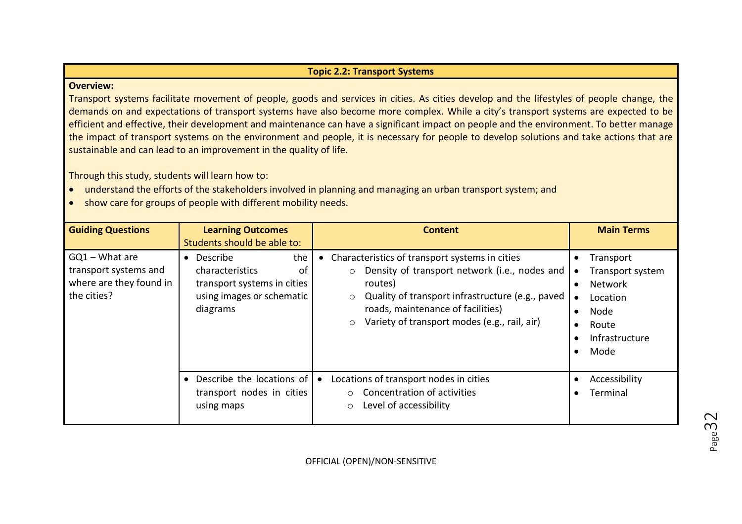## Topic 2.2: Transport Systems

**Overview:**

Transport systems facilitate movement of people, goods and services in cities. As cities develop and the lifestyles of people change, the demands on and expectations of transport systems have also become more complex. While a city's transport systems are expected to be efficient and effective, their development and maintenance can have a significant impact on people and the environment. To better manage the impact of transport systems on the environment and people, it is necessary for people to develop solutions and take actions that are sustainable and can lead to an improvement in the quality of life.

Through this study, students will learn how to:

- understand the efforts of the stakeholders involved in planning and managing an urban transport system; and
- show care for groups of people with different mobility needs.

| Guiding Questions | Learning Outcomes<br>Students should be able to: | Content | Main Terms |
|---|---|---|---|
| GQ1 – What are transport systems and where are they found in the cities? | • Describe the characteristics of transport systems in cities using images or schematic diagrams | • Characteristics of transport systems in cities<br>  ○ Density of transport network (i.e., nodes and routes)<br>  ○ Quality of transport infrastructure (e.g., paved roads, maintenance of facilities)<br>  ○ Variety of transport modes (e.g., rail, air) | • Transport<br>• Transport system<br>• Network<br>• Location<br>• Node<br>• Route<br>• Infrastructure<br>• Mode |
| | • Describe the locations of transport nodes in cities using maps | • Locations of transport nodes in cities<br>  ○ Concentration of activities<br>  ○ Level of accessibility | • Accessibility<br>• Terminal |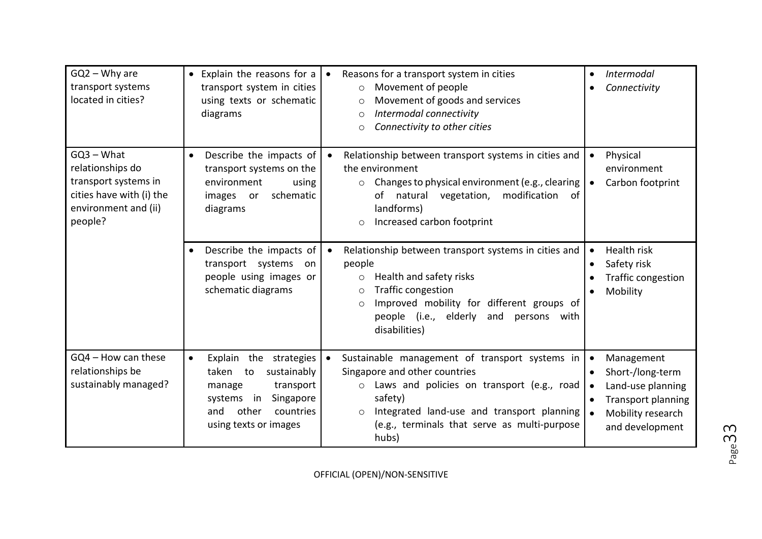| GQ2 – Why are transport systems located in cities? | • Explain the reasons for a transport system in cities using texts or schematic diagrams | • Reasons for a transport system in cities<br>&nbsp;&nbsp;○ Movement of people<br>&nbsp;&nbsp;○ Movement of goods and services<br>&nbsp;&nbsp;○ *Intermodal connectivity*<br>&nbsp;&nbsp;○ *Connectivity to other cities* | • *Intermodal*<br>• *Connectivity* |
|---|---|---|---|
| GQ3 – What relationships do transport systems in cities have with (i) the environment and (ii) people? | • Describe the impacts of transport systems on the environment using images or schematic diagrams | • Relationship between transport systems in cities and the environment<br>&nbsp;&nbsp;○ Changes to physical environment (e.g., clearing of natural vegetation, modification of landforms)<br>&nbsp;&nbsp;○ Increased carbon footprint | • Physical environment<br>• Carbon footprint |
| | • Describe the impacts of transport systems on people using images or schematic diagrams | • Relationship between transport systems in cities and people<br>&nbsp;&nbsp;○ Health and safety risks<br>&nbsp;&nbsp;○ Traffic congestion<br>&nbsp;&nbsp;○ Improved mobility for different groups of people (i.e., elderly and persons with disabilities) | • Health risk<br>• Safety risk<br>• Traffic congestion<br>• Mobility |
| GQ4 – How can these relationships be sustainably managed? | • Explain the strategies taken to sustainably manage transport systems in Singapore and other countries using texts or images | • Sustainable management of transport systems in Singapore and other countries<br>&nbsp;&nbsp;○ Laws and policies on transport (e.g., road safety)<br>&nbsp;&nbsp;○ Integrated land-use and transport planning (e.g., terminals that serve as multi-purpose hubs) | • Management<br>• Short-/long-term<br>• Land-use planning<br>• Transport planning<br>• Mobility research and development |

OFFICIAL (OPEN)/NON-SENSITIVE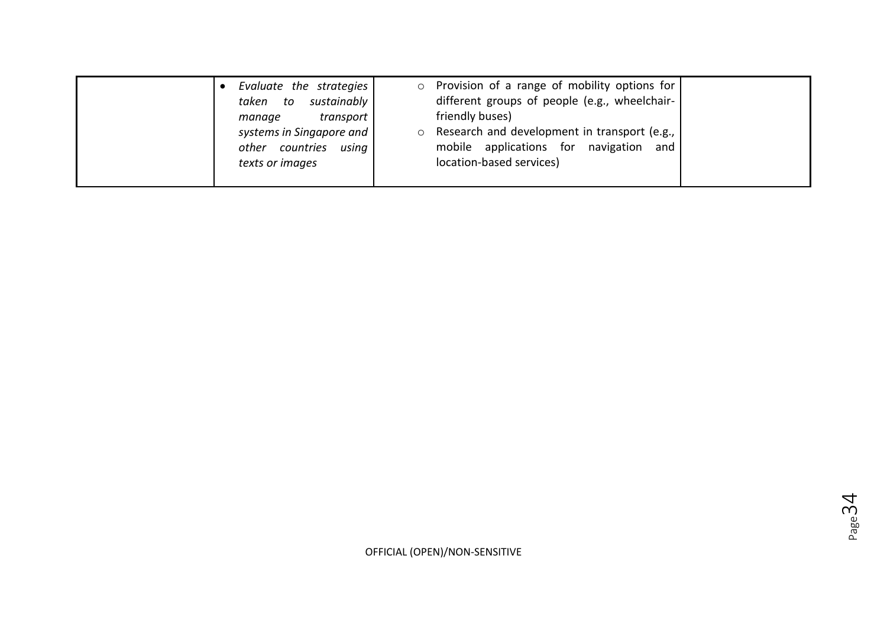| | | | |
|---|---|---|---|
| | • *Evaluate the strategies taken to sustainably manage transport systems in Singapore and other countries using texts or images* | ○ Provision of a range of mobility options for different groups of people (e.g., wheelchair-friendly buses)<br>○ Research and development in transport (e.g., mobile applications for navigation and location-based services) | |

OFFICIAL (OPEN)/NON-SENSITIVE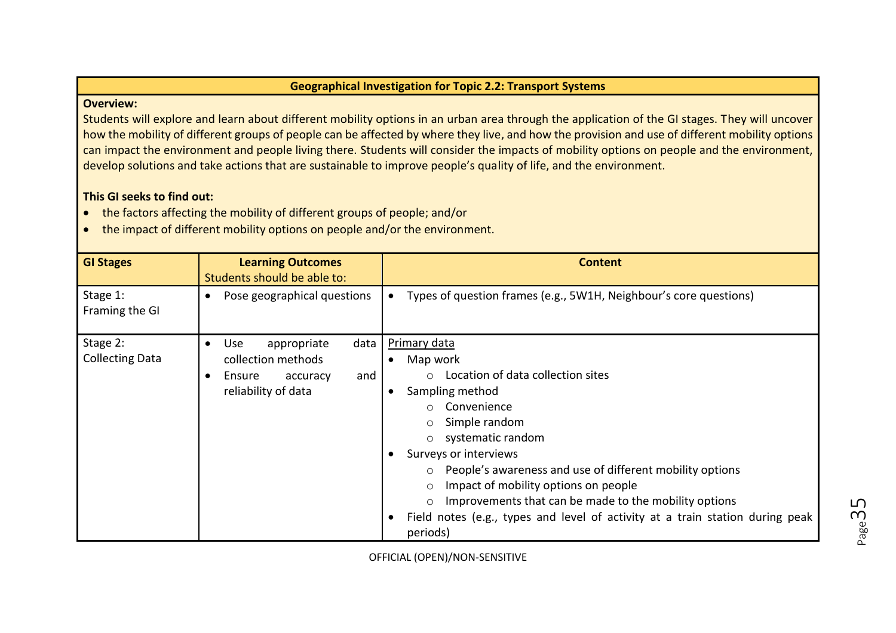**Geographical Investigation for Topic 2.2: Transport Systems**

**Overview:**

Students will explore and learn about different mobility options in an urban area through the application of the GI stages. They will uncover how the mobility of different groups of people can be affected by where they live, and how the provision and use of different mobility options can impact the environment and people living there. Students will consider the impacts of mobility options on people and the environment, develop solutions and take actions that are sustainable to improve people's quality of life, and the environment.

**This GI seeks to find out:**

- the factors affecting the mobility of different groups of people; and/or
- the impact of different mobility options on people and/or the environment.

| GI Stages | Learning Outcomes<br>Students should be able to: | Content |
|---|---|---|
| Stage 1:<br>Framing the GI | • Pose geographical questions | • Types of question frames (e.g., 5W1H, Neighbour's core questions) |
| Stage 2:<br>Collecting Data | • Use appropriate data collection methods<br>• Ensure accuracy and reliability of data | Primary data<br>• Map work<br>&nbsp;&nbsp;&nbsp;&nbsp;○ Location of data collection sites<br>• Sampling method<br>&nbsp;&nbsp;&nbsp;&nbsp;○ Convenience<br>&nbsp;&nbsp;&nbsp;&nbsp;○ Simple random<br>&nbsp;&nbsp;&nbsp;&nbsp;○ systematic random<br>• Surveys or interviews<br>&nbsp;&nbsp;&nbsp;&nbsp;○ People's awareness and use of different mobility options<br>&nbsp;&nbsp;&nbsp;&nbsp;○ Impact of mobility options on people<br>&nbsp;&nbsp;&nbsp;&nbsp;○ Improvements that can be made to the mobility options<br>• Field notes (e.g., types and level of activity at a train station during peak periods) |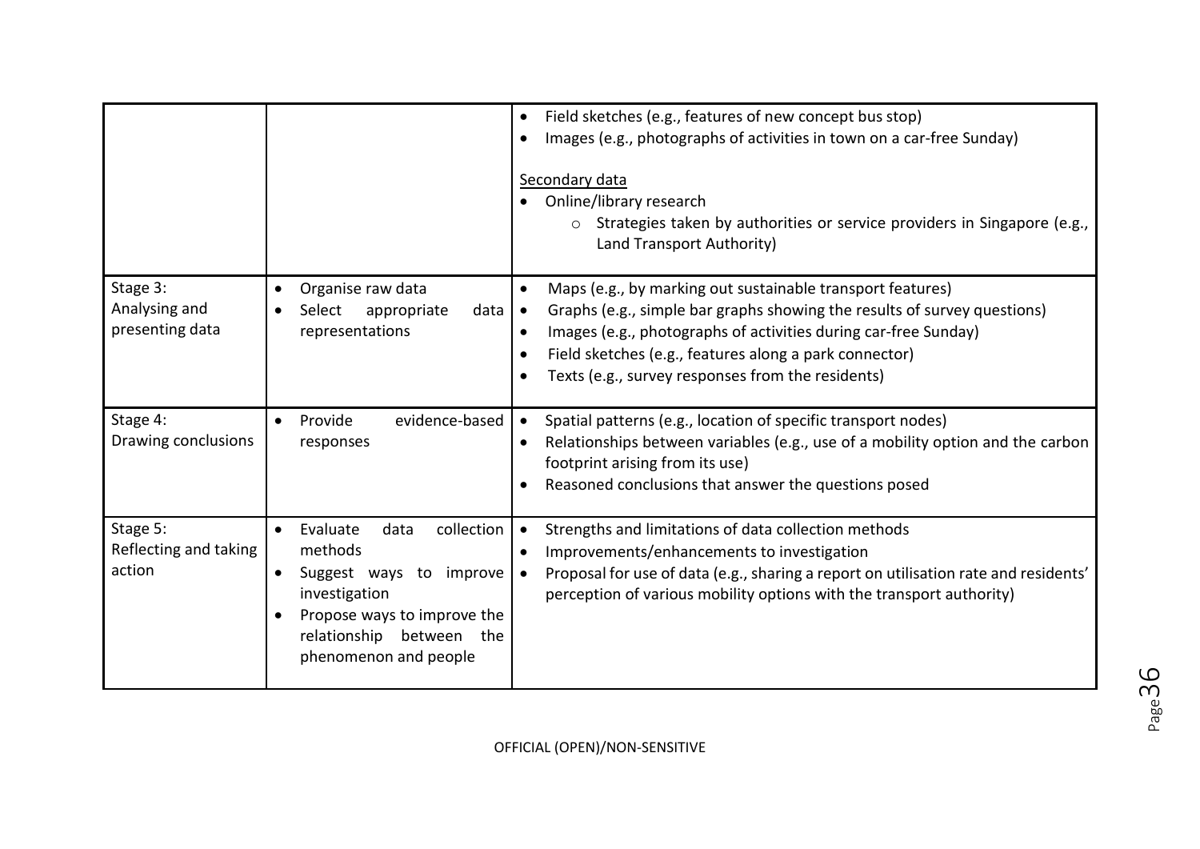| | | |
|---|---|---|
| | | • Field sketches (e.g., features of new concept bus stop)<br>• Images (e.g., photographs of activities in town on a car-free Sunday)<br><br><u>Secondary data</u><br>• Online/library research<br>&nbsp;&nbsp;&nbsp;&nbsp;○ Strategies taken by authorities or service providers in Singapore (e.g., Land Transport Authority) |
| Stage 3:<br>Analysing and presenting data | • Organise raw data<br>• Select appropriate data representations | • Maps (e.g., by marking out sustainable transport features)<br>• Graphs (e.g., simple bar graphs showing the results of survey questions)<br>• Images (e.g., photographs of activities during car-free Sunday)<br>• Field sketches (e.g., features along a park connector)<br>• Texts (e.g., survey responses from the residents) |
| Stage 4:<br>Drawing conclusions | • Provide evidence-based responses | • Spatial patterns (e.g., location of specific transport nodes)<br>• Relationships between variables (e.g., use of a mobility option and the carbon footprint arising from its use)<br>• Reasoned conclusions that answer the questions posed |
| Stage 5:<br>Reflecting and taking action | • Evaluate data collection methods<br>• Suggest ways to improve investigation<br>• Propose ways to improve the relationship between the phenomenon and people | • Strengths and limitations of data collection methods<br>• Improvements/enhancements to investigation<br>• Proposal for use of data (e.g., sharing a report on utilisation rate and residents' perception of various mobility options with the transport authority) |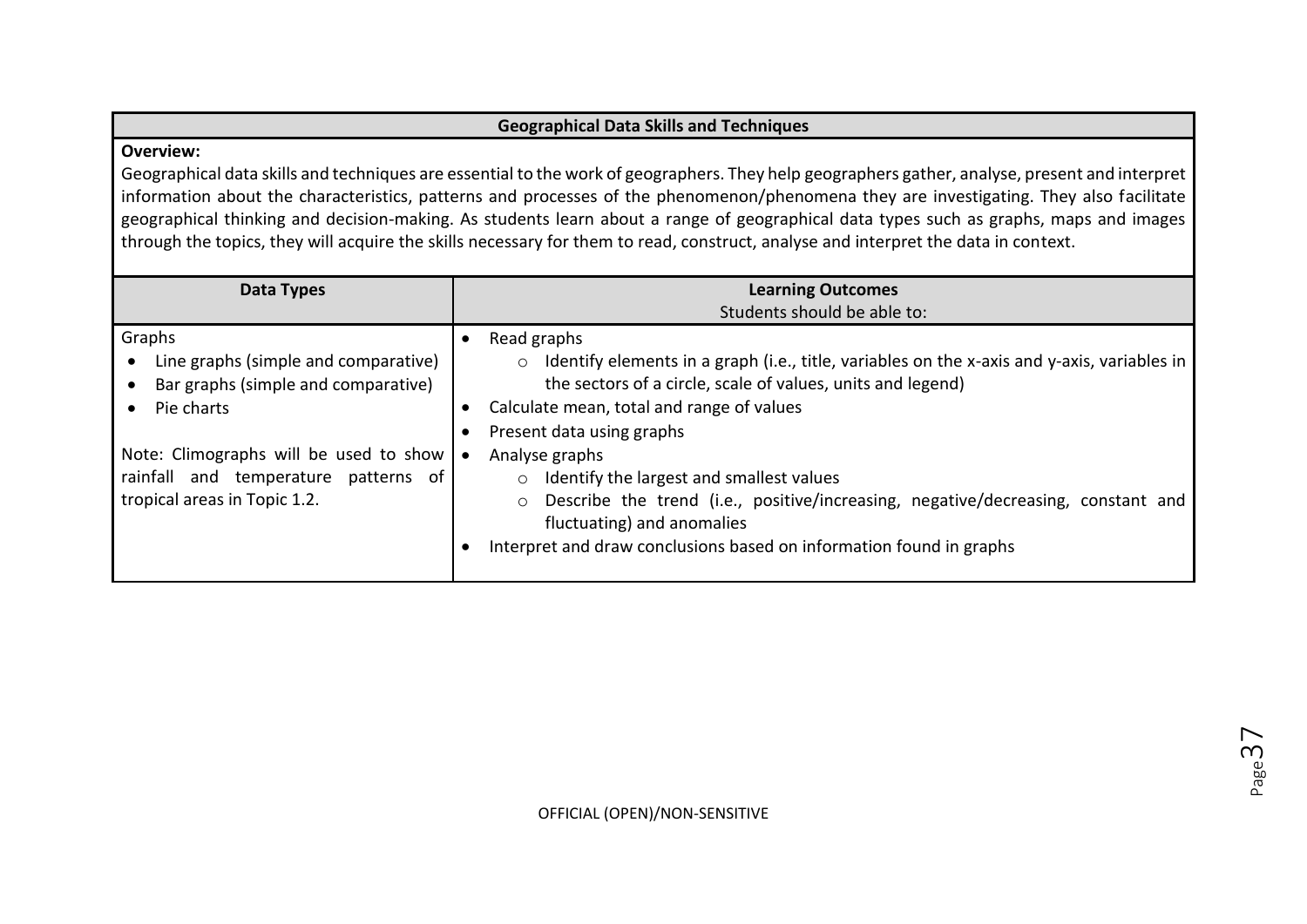## Geographical Data Skills and Techniques

**Overview:**

Geographical data skills and techniques are essential to the work of geographers. They help geographers gather, analyse, present and interpret information about the characteristics, patterns and processes of the phenomenon/phenomena they are investigating. They also facilitate geographical thinking and decision-making. As students learn about a range of geographical data types such as graphs, maps and images through the topics, they will acquire the skills necessary for them to read, construct, analyse and interpret the data in context.

| Data Types | Learning Outcomes<br>Students should be able to: |
|---|---|
| Graphs<br>• Line graphs (simple and comparative)<br>• Bar graphs (simple and comparative)<br>• Pie charts<br><br>Note: Climographs will be used to show rainfall and temperature patterns of tropical areas in Topic 1.2. | • Read graphs<br>&nbsp;&nbsp;&nbsp;&nbsp;○ Identify elements in a graph (i.e., title, variables on the x-axis and y-axis, variables in the sectors of a circle, scale of values, units and legend)<br>• Calculate mean, total and range of values<br>• Present data using graphs<br>• Analyse graphs<br>&nbsp;&nbsp;&nbsp;&nbsp;○ Identify the largest and smallest values<br>&nbsp;&nbsp;&nbsp;&nbsp;○ Describe the trend (i.e., positive/increasing, negative/decreasing, constant and fluctuating) and anomalies<br>• Interpret and draw conclusions based on information found in graphs |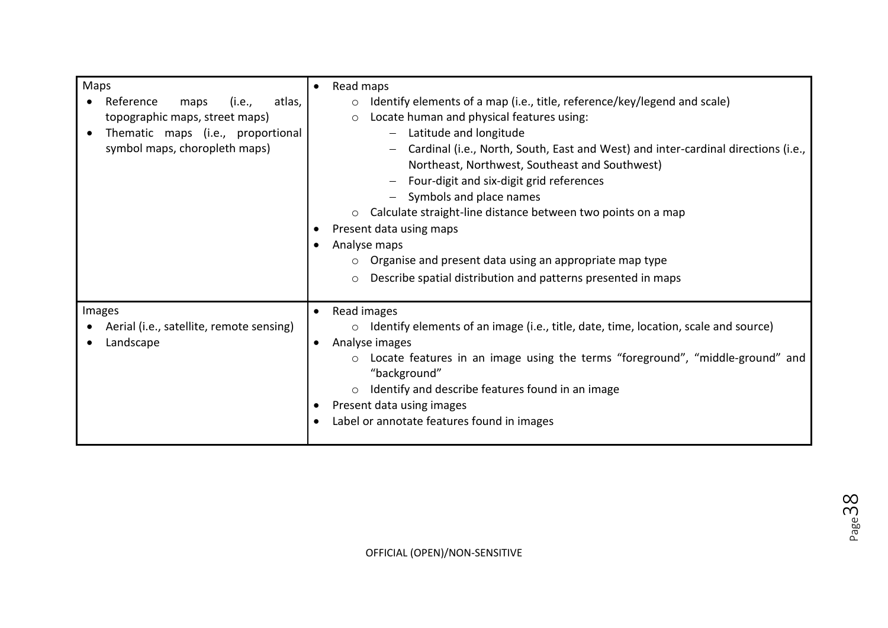| | |
|---|---|
| Maps<br>• Reference maps (i.e., atlas, topographic maps, street maps)<br>• Thematic maps (i.e., proportional symbol maps, choropleth maps) | • Read maps<br>&nbsp;&nbsp;○ Identify elements of a map (i.e., title, reference/key/legend and scale)<br>&nbsp;&nbsp;○ Locate human and physical features using:<br>&nbsp;&nbsp;&nbsp;&nbsp;– Latitude and longitude<br>&nbsp;&nbsp;&nbsp;&nbsp;– Cardinal (i.e., North, South, East and West) and inter-cardinal directions (i.e., Northeast, Northwest, Southeast and Southwest)<br>&nbsp;&nbsp;&nbsp;&nbsp;– Four-digit and six-digit grid references<br>&nbsp;&nbsp;&nbsp;&nbsp;– Symbols and place names<br>&nbsp;&nbsp;○ Calculate straight-line distance between two points on a map<br>• Present data using maps<br>• Analyse maps<br>&nbsp;&nbsp;○ Organise and present data using an appropriate map type<br>&nbsp;&nbsp;○ Describe spatial distribution and patterns presented in maps |
| Images<br>• Aerial (i.e., satellite, remote sensing)<br>• Landscape | • Read images<br>&nbsp;&nbsp;○ Identify elements of an image (i.e., title, date, time, location, scale and source)<br>• Analyse images<br>&nbsp;&nbsp;○ Locate features in an image using the terms "foreground", "middle-ground" and "background"<br>&nbsp;&nbsp;○ Identify and describe features found in an image<br>• Present data using images<br>• Label or annotate features found in images |

OFFICIAL (OPEN)/NON-SENSITIVE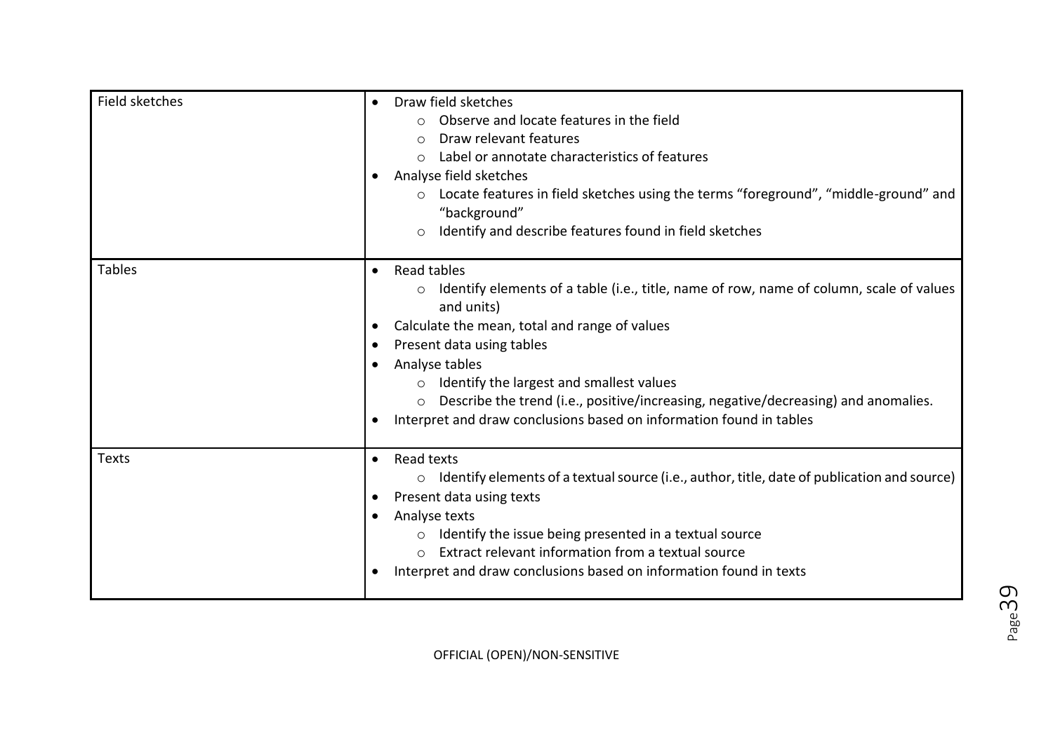| | |
|---|---|
| Field sketches | • Draw field sketches<br>　○ Observe and locate features in the field<br>　○ Draw relevant features<br>　○ Label or annotate characteristics of features<br>• Analyse field sketches<br>　○ Locate features in field sketches using the terms "foreground", "middle-ground" and "background"<br>　○ Identify and describe features found in field sketches |
| Tables | • Read tables<br>　○ Identify elements of a table (i.e., title, name of row, name of column, scale of values and units)<br>• Calculate the mean, total and range of values<br>• Present data using tables<br>• Analyse tables<br>　○ Identify the largest and smallest values<br>　○ Describe the trend (i.e., positive/increasing, negative/decreasing) and anomalies.<br>• Interpret and draw conclusions based on information found in tables |
| Texts | • Read texts<br>　○ Identify elements of a textual source (i.e., author, title, date of publication and source)<br>• Present data using texts<br>• Analyse texts<br>　○ Identify the issue being presented in a textual source<br>　○ Extract relevant information from a textual source<br>• Interpret and draw conclusions based on information found in texts |

OFFICIAL (OPEN)/NON-SENSITIVE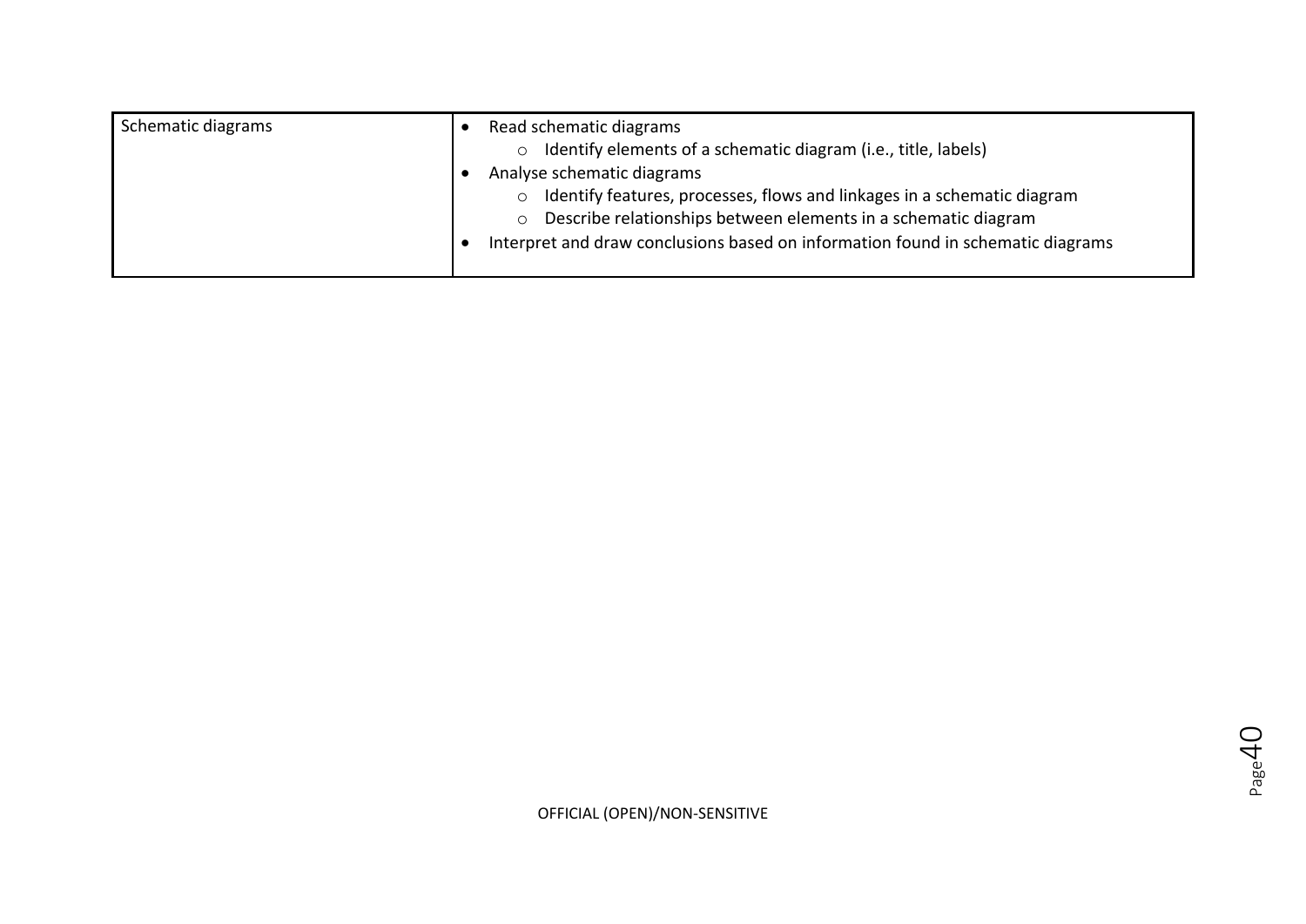| Schematic diagrams | <ul><li>Read schematic diagrams<ul><li>Identify elements of a schematic diagram (i.e., title, labels)</li></ul></li><li>Analyse schematic diagrams<ul><li>Identify features, processes, flows and linkages in a schematic diagram</li><li>Describe relationships between elements in a schematic diagram</li></ul></li><li>Interpret and draw conclusions based on information found in schematic diagrams</li></ul> |
|---|---|

OFFICIAL (OPEN)/NON-SENSITIVE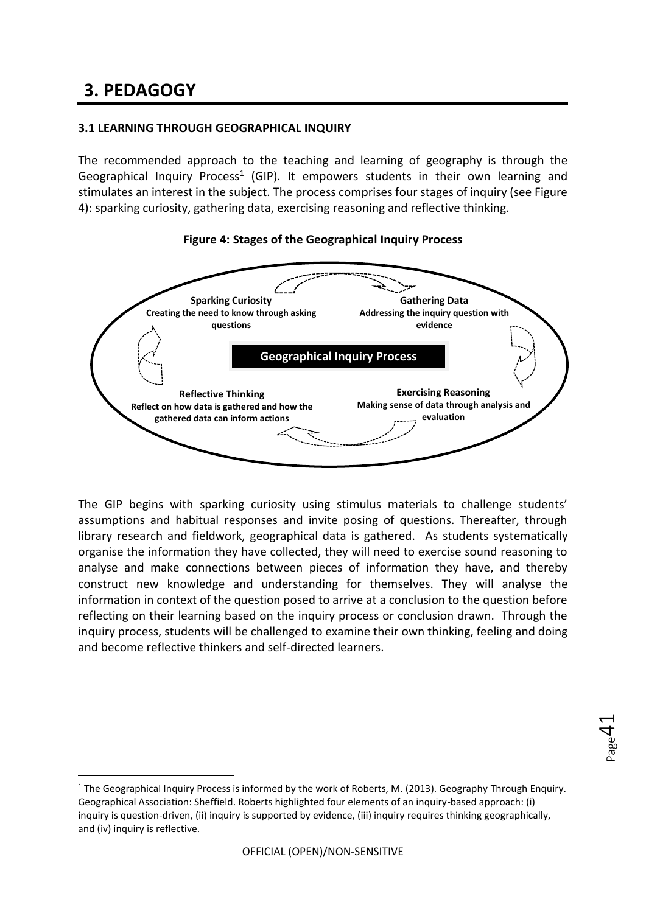# 3. PEDAGOGY

### 3.1 LEARNING THROUGH GEOGRAPHICAL INQUIRY

The recommended approach to the teaching and learning of geography is through the Geographical Inquiry Process[1] (GIP). It empowers students in their own learning and stimulates an interest in the subject. The process comprises four stages of inquiry (see Figure 4): sparking curiosity, gathering data, exercising reasoning and reflective thinking.

**Figure 4: Stages of the Geographical Inquiry Process**

**Geographical Inquiry Process**

**Sparking Curiosity**
**Creating the need to know through asking questions**

**Gathering Data**
**Addressing the inquiry question with evidence**

**Exercising Reasoning**
**Making sense of data through analysis and evaluation**

**Reflective Thinking**
**Reflect on how data is gathered and how the gathered data can inform actions**

The GIP begins with sparking curiosity using stimulus materials to challenge students' assumptions and habitual responses and invite posing of questions. Thereafter, through library research and fieldwork, geographical data is gathered. As students systematically organise the information they have collected, they will need to exercise sound reasoning to analyse and make connections between pieces of information they have, and thereby construct new knowledge and understanding for themselves. They will analyse the information in context of the question posed to arrive at a conclusion to the question before reflecting on their learning based on the inquiry process or conclusion drawn. Through the inquiry process, students will be challenged to examine their own thinking, feeling and doing and become reflective thinkers and self-directed learners.

[1] The Geographical Inquiry Process is informed by the work of Roberts, M. (2013). Geography Through Enquiry. Geographical Association: Sheffield. Roberts highlighted four elements of an inquiry-based approach: (i) inquiry is question-driven, (ii) inquiry is supported by evidence, (iii) inquiry requires thinking geographically, and (iv) inquiry is reflective.

OFFICIAL (OPEN)/NON-SENSITIVE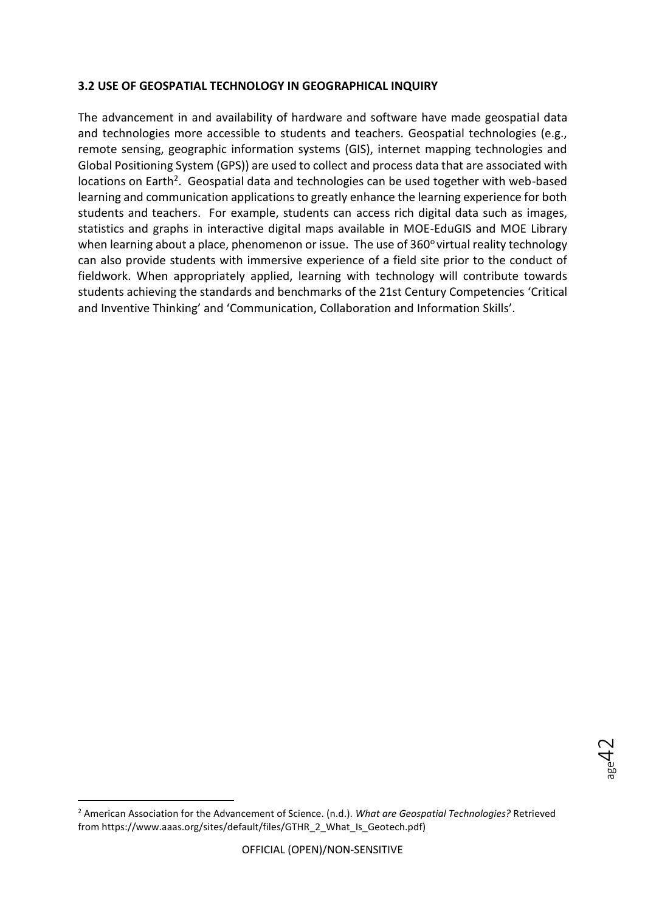### 3.2 USE OF GEOSPATIAL TECHNOLOGY IN GEOGRAPHICAL INQUIRY

The advancement in and availability of hardware and software have made geospatial data and technologies more accessible to students and teachers. Geospatial technologies (e.g., remote sensing, geographic information systems (GIS), internet mapping technologies and Global Positioning System (GPS)) are used to collect and process data that are associated with locations on Earth[2]. Geospatial data and technologies can be used together with web-based learning and communication applications to greatly enhance the learning experience for both students and teachers. For example, students can access rich digital data such as images, statistics and graphs in interactive digital maps available in MOE-EduGIS and MOE Library when learning about a place, phenomenon or issue. The use of 360° virtual reality technology can also provide students with immersive experience of a field site prior to the conduct of fieldwork. When appropriately applied, learning with technology will contribute towards students achieving the standards and benchmarks of the 21st Century Competencies 'Critical and Inventive Thinking' and 'Communication, Collaboration and Information Skills'.

---

[2] American Association for the Advancement of Science. (n.d.). *What are Geospatial Technologies?* Retrieved from https://www.aaas.org/sites/default/files/GTHR_2_What_Is_Geotech.pdf)

OFFICIAL (OPEN)/NON-SENSITIVE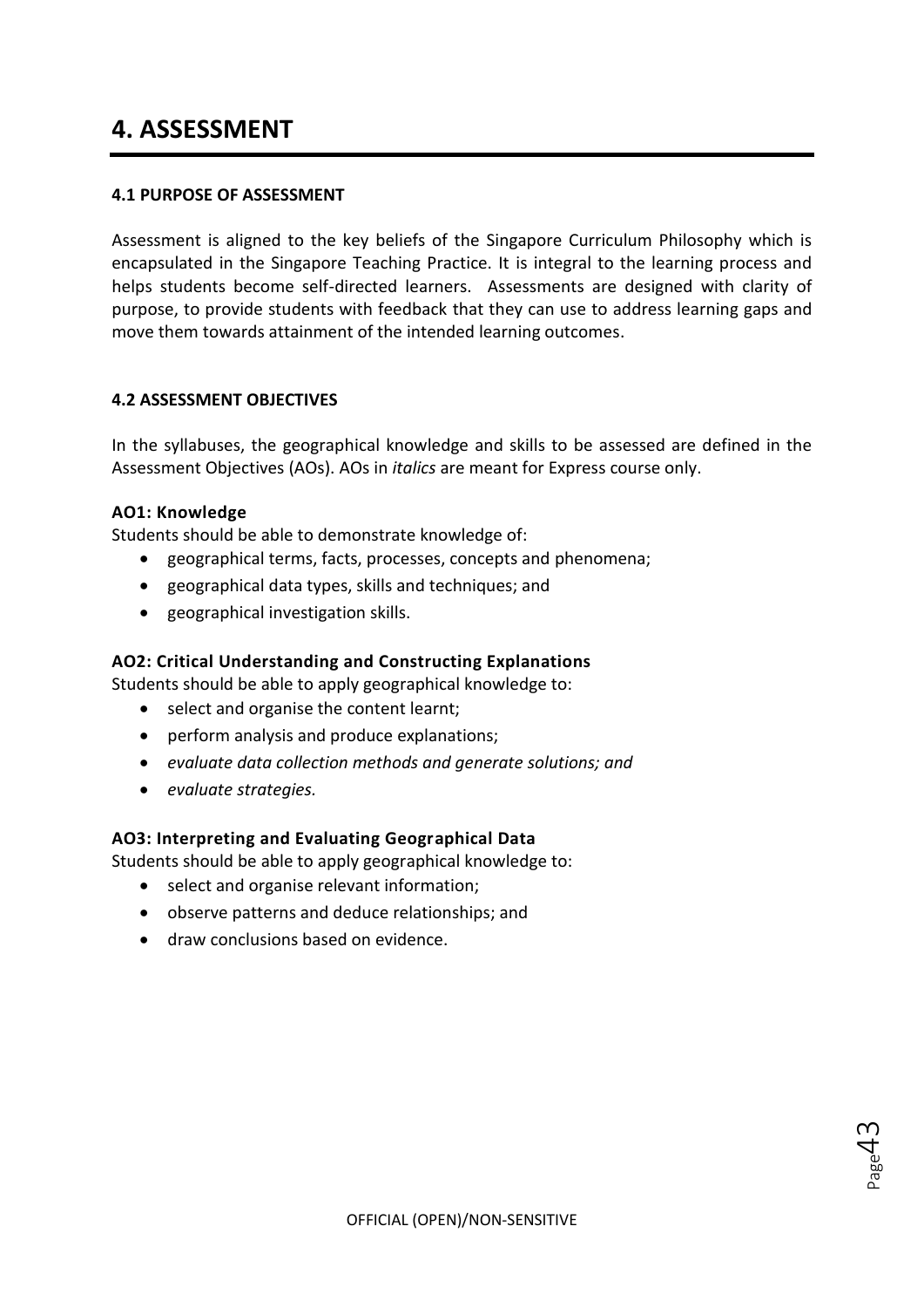# 4. ASSESSMENT

### 4.1 PURPOSE OF ASSESSMENT

Assessment is aligned to the key beliefs of the Singapore Curriculum Philosophy which is encapsulated in the Singapore Teaching Practice. It is integral to the learning process and helps students become self-directed learners. Assessments are designed with clarity of purpose, to provide students with feedback that they can use to address learning gaps and move them towards attainment of the intended learning outcomes.

### 4.2 ASSESSMENT OBJECTIVES

In the syllabuses, the geographical knowledge and skills to be assessed are defined in the Assessment Objectives (AOs). AOs in *italics* are meant for Express course only.

**AO1: Knowledge**

Students should be able to demonstrate knowledge of:

- geographical terms, facts, processes, concepts and phenomena;
- geographical data types, skills and techniques; and
- geographical investigation skills.

**AO2: Critical Understanding and Constructing Explanations**

Students should be able to apply geographical knowledge to:

- select and organise the content learnt;
- perform analysis and produce explanations;
- *evaluate data collection methods and generate solutions; and*
- *evaluate strategies.*

**AO3: Interpreting and Evaluating Geographical Data**

Students should be able to apply geographical knowledge to:

- select and organise relevant information;
- observe patterns and deduce relationships; and
- draw conclusions based on evidence.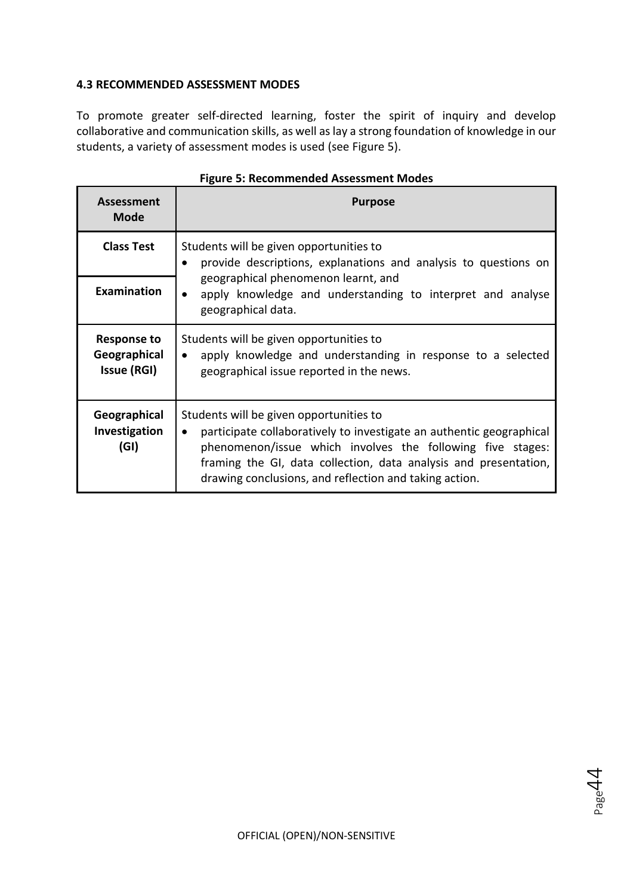#### 4.3 RECOMMENDED ASSESSMENT MODES

To promote greater self-directed learning, foster the spirit of inquiry and develop collaborative and communication skills, as well as lay a strong foundation of knowledge in our students, a variety of assessment modes is used (see Figure 5).

**Figure 5: Recommended Assessment Modes**

| Assessment Mode | Purpose |
|---|---|
| **Class Test**<br><br>**Examination** | Students will be given opportunities to<br>• provide descriptions, explanations and analysis to questions on geographical phenomenon learnt, and<br>• apply knowledge and understanding to interpret and analyse geographical data. |
| **Response to Geographical Issue (RGI)** | Students will be given opportunities to<br>• apply knowledge and understanding in response to a selected geographical issue reported in the news. |
| **Geographical Investigation (GI)** | Students will be given opportunities to<br>• participate collaboratively to investigate an authentic geographical phenomenon/issue which involves the following five stages: framing the GI, data collection, data analysis and presentation, drawing conclusions, and reflection and taking action. |

OFFICIAL (OPEN)/NON-SENSITIVE